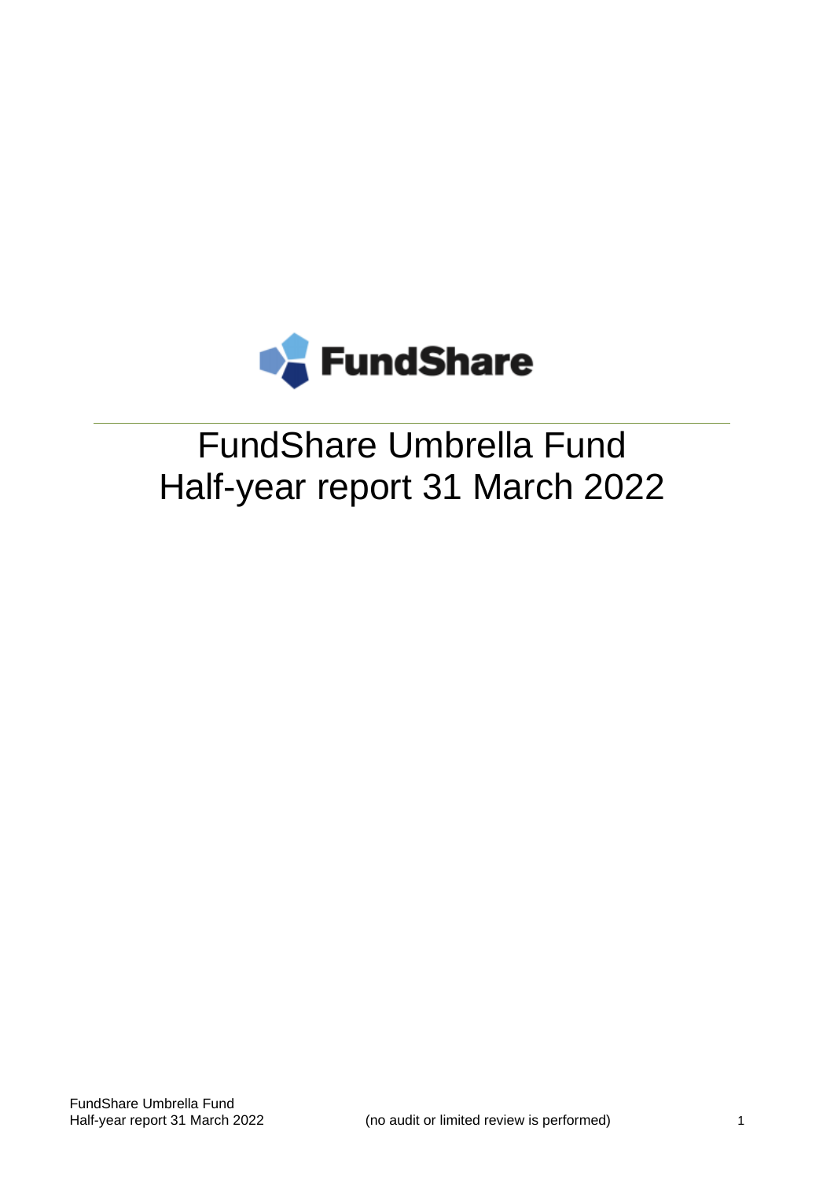FundShare

# FundShare Umbrella Fund
# Half-year report 31 March 2022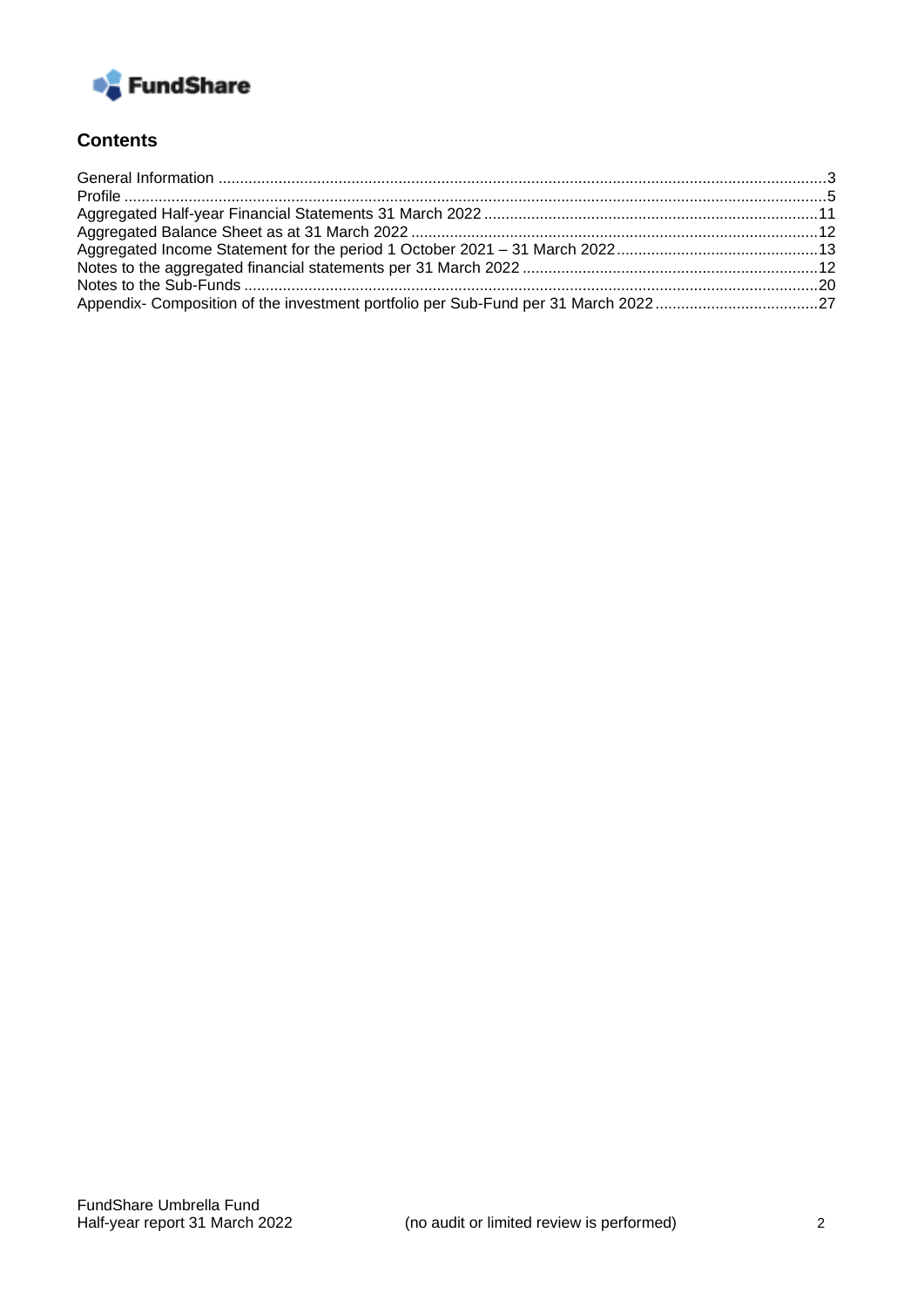## Contents

- General Information ..........3
- Profile ..........5
- Aggregated Half-year Financial Statements 31 March 2022 ..........11
- Aggregated Balance Sheet as at 31 March 2022 ..........12
- Aggregated Income Statement for the period 1 October 2021 – 31 March 2022 ..........13
- Notes to the aggregated financial statements per 31 March 2022 ..........12
- Notes to the Sub-Funds ..........20
- Appendix- Composition of the investment portfolio per Sub-Fund per 31 March 2022 ..........27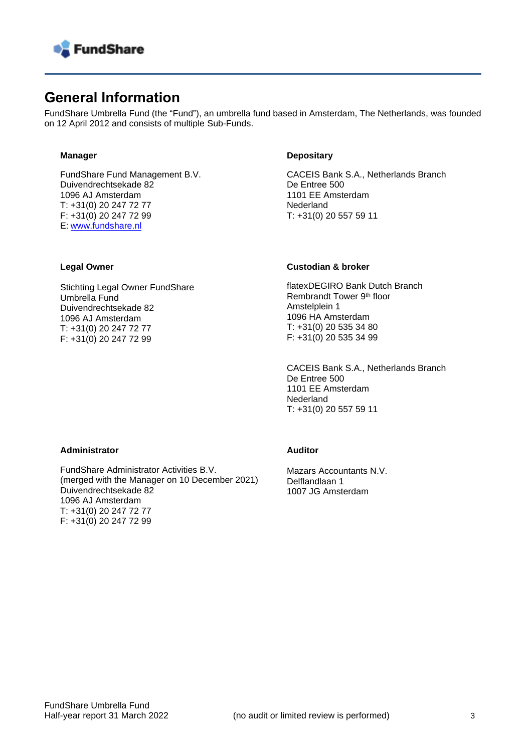# General Information

FundShare Umbrella Fund (the "Fund"), an umbrella fund based in Amsterdam, The Netherlands, was founded on 12 April 2012 and consists of multiple Sub-Funds.

**Manager**

FundShare Fund Management B.V.
Duivendrechtsekade 82
1096 AJ Amsterdam
T: +31(0) 20 247 72 77
F: +31(0) 20 247 72 99
E: www.fundshare.nl

**Depositary**

CACEIS Bank S.A., Netherlands Branch
De Entree 500
1101 EE Amsterdam
Nederland
T: +31(0) 20 557 59 11

**Legal Owner**

Stichting Legal Owner FundShare Umbrella Fund
Duivendrechtsekade 82
1096 AJ Amsterdam
T: +31(0) 20 247 72 77
F: +31(0) 20 247 72 99

**Custodian & broker**

flatexDEGIRO Bank Dutch Branch
Rembrandt Tower 9th floor
Amstelplein 1
1096 HA Amsterdam
T: +31(0) 20 535 34 80
F: +31(0) 20 535 34 99

CACEIS Bank S.A., Netherlands Branch
De Entree 500
1101 EE Amsterdam
Nederland
T: +31(0) 20 557 59 11

**Administrator**

FundShare Administrator Activities B.V.
(merged with the Manager on 10 December 2021)
Duivendrechtsekade 82
1096 AJ Amsterdam
T: +31(0) 20 247 72 77
F: +31(0) 20 247 72 99

**Auditor**

Mazars Accountants N.V.
Delflandlaan 1
1007 JG Amsterdam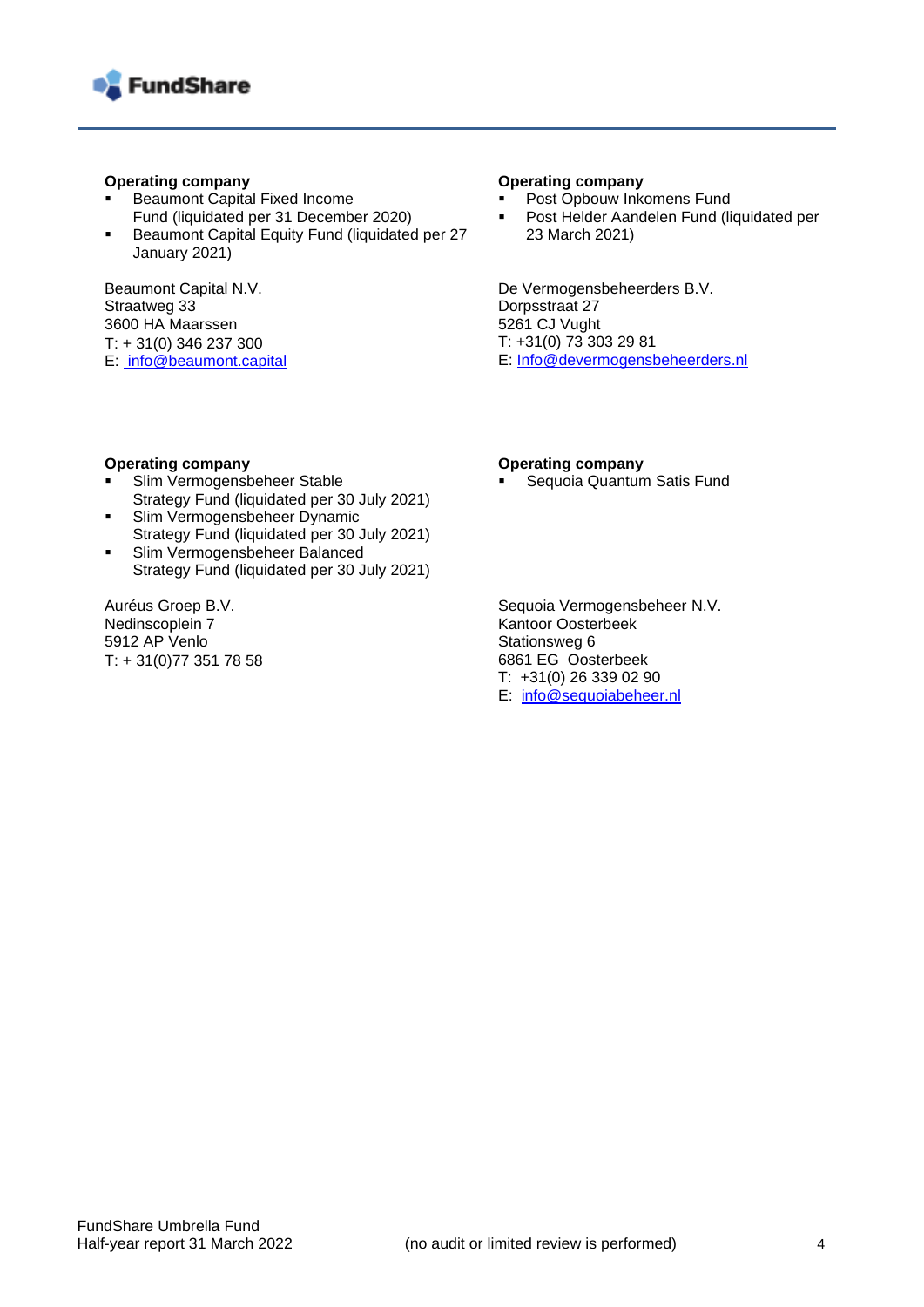**Operating company**

- Beaumont Capital Fixed Income Fund (liquidated per 31 December 2020)
- Beaumont Capital Equity Fund (liquidated per 27 January 2021)

Beaumont Capital N.V.
Straatweg 33
3600 HA Maarssen
T: + 31(0) 346 237 300
E: info@beaumont.capital

**Operating company**

- Post Opbouw Inkomens Fund
- Post Helder Aandelen Fund (liquidated per 23 March 2021)

De Vermogensbeheerders B.V.
Dorpsstraat 27
5261 CJ Vught
T: +31(0) 73 303 29 81
E: Info@devermogensbeheerders.nl

**Operating company**

- Slim Vermogensbeheer Stable Strategy Fund (liquidated per 30 July 2021)
- Slim Vermogensbeheer Dynamic Strategy Fund (liquidated per 30 July 2021)
- Slim Vermogensbeheer Balanced Strategy Fund (liquidated per 30 July 2021)

Auréus Groep B.V.
Nedinscoplein 7
5912 AP Venlo
T: + 31(0)77 351 78 58

**Operating company**

- Sequoia Quantum Satis Fund

Sequoia Vermogensbeheer N.V.
Kantoor Oosterbeek
Stationsweg 6
6861 EG Oosterbeek
T: +31(0) 26 339 02 90
E: info@sequoiabeheer.nl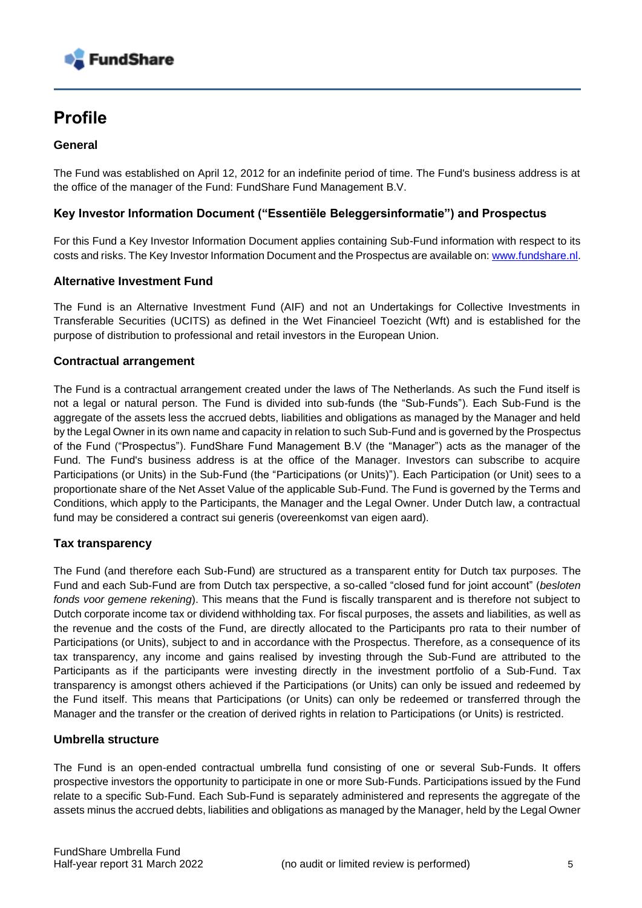# Profile

### General

The Fund was established on April 12, 2012 for an indefinite period of time. The Fund's business address is at the office of the manager of the Fund: FundShare Fund Management B.V.

### Key Investor Information Document ("Essentiële Beleggersinformatie") and Prospectus

For this Fund a Key Investor Information Document applies containing Sub-Fund information with respect to its costs and risks. The Key Investor Information Document and the Prospectus are available on: www.fundshare.nl.

### Alternative Investment Fund

The Fund is an Alternative Investment Fund (AIF) and not an Undertakings for Collective Investments in Transferable Securities (UCITS) as defined in the Wet Financieel Toezicht (Wft) and is established for the purpose of distribution to professional and retail investors in the European Union.

### Contractual arrangement

The Fund is a contractual arrangement created under the laws of The Netherlands. As such the Fund itself is not a legal or natural person. The Fund is divided into sub-funds (the "Sub-Funds"). Each Sub-Fund is the aggregate of the assets less the accrued debts, liabilities and obligations as managed by the Manager and held by the Legal Owner in its own name and capacity in relation to such Sub-Fund and is governed by the Prospectus of the Fund ("Prospectus"). FundShare Fund Management B.V (the "Manager") acts as the manager of the Fund. The Fund's business address is at the office of the Manager. Investors can subscribe to acquire Participations (or Units) in the Sub-Fund (the "Participations (or Units)"). Each Participation (or Unit) sees to a proportionate share of the Net Asset Value of the applicable Sub-Fund. The Fund is governed by the Terms and Conditions, which apply to the Participants, the Manager and the Legal Owner. Under Dutch law, a contractual fund may be considered a contract sui generis (overeenkomst van eigen aard).

### Tax transparency

The Fund (and therefore each Sub-Fund) are structured as a transparent entity for Dutch tax purpo*ses.* The Fund and each Sub-Fund are from Dutch tax perspective, a so-called "closed fund for joint account" (*besloten fonds voor gemene rekening*). This means that the Fund is fiscally transparent and is therefore not subject to Dutch corporate income tax or dividend withholding tax. For fiscal purposes, the assets and liabilities, as well as the revenue and the costs of the Fund, are directly allocated to the Participants pro rata to their number of Participations (or Units), subject to and in accordance with the Prospectus. Therefore, as a consequence of its tax transparency, any income and gains realised by investing through the Sub-Fund are attributed to the Participants as if the participants were investing directly in the investment portfolio of a Sub-Fund. Tax transparency is amongst others achieved if the Participations (or Units) can only be issued and redeemed by the Fund itself. This means that Participations (or Units) can only be redeemed or transferred through the Manager and the transfer or the creation of derived rights in relation to Participations (or Units) is restricted.

### Umbrella structure

The Fund is an open-ended contractual umbrella fund consisting of one or several Sub-Funds. It offers prospective investors the opportunity to participate in one or more Sub-Funds. Participations issued by the Fund relate to a specific Sub-Fund. Each Sub-Fund is separately administered and represents the aggregate of the assets minus the accrued debts, liabilities and obligations as managed by the Manager, held by the Legal Owner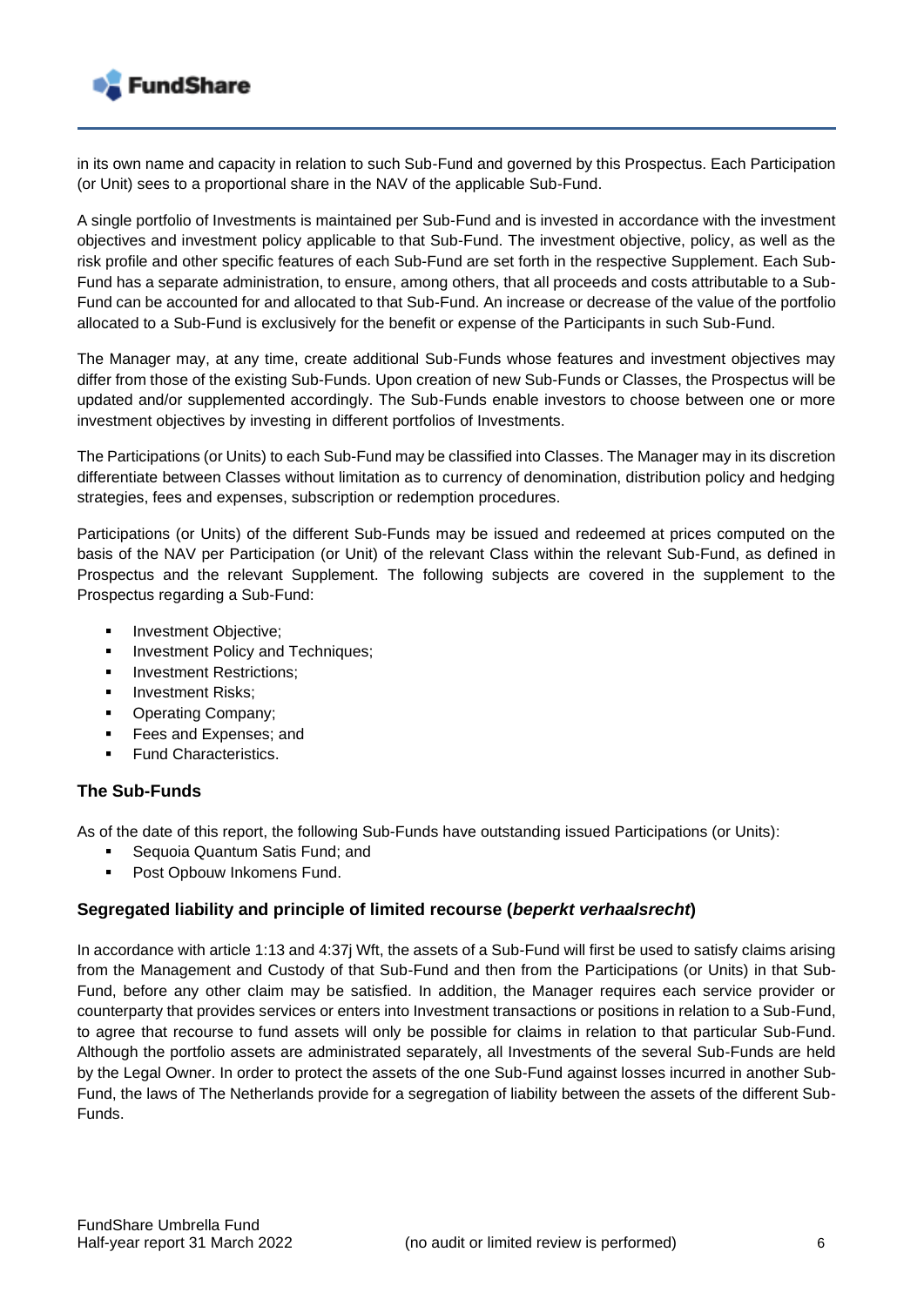in its own name and capacity in relation to such Sub-Fund and governed by this Prospectus. Each Participation (or Unit) sees to a proportional share in the NAV of the applicable Sub-Fund.

A single portfolio of Investments is maintained per Sub-Fund and is invested in accordance with the investment objectives and investment policy applicable to that Sub-Fund. The investment objective, policy, as well as the risk profile and other specific features of each Sub-Fund are set forth in the respective Supplement. Each Sub-Fund has a separate administration, to ensure, among others, that all proceeds and costs attributable to a Sub-Fund can be accounted for and allocated to that Sub-Fund. An increase or decrease of the value of the portfolio allocated to a Sub-Fund is exclusively for the benefit or expense of the Participants in such Sub-Fund.

The Manager may, at any time, create additional Sub-Funds whose features and investment objectives may differ from those of the existing Sub-Funds. Upon creation of new Sub-Funds or Classes, the Prospectus will be updated and/or supplemented accordingly. The Sub-Funds enable investors to choose between one or more investment objectives by investing in different portfolios of Investments.

The Participations (or Units) to each Sub-Fund may be classified into Classes. The Manager may in its discretion differentiate between Classes without limitation as to currency of denomination, distribution policy and hedging strategies, fees and expenses, subscription or redemption procedures.

Participations (or Units) of the different Sub-Funds may be issued and redeemed at prices computed on the basis of the NAV per Participation (or Unit) of the relevant Class within the relevant Sub-Fund, as defined in Prospectus and the relevant Supplement. The following subjects are covered in the supplement to the Prospectus regarding a Sub-Fund:

- Investment Objective;
- Investment Policy and Techniques;
- Investment Restrictions;
- Investment Risks;
- Operating Company;
- Fees and Expenses; and
- Fund Characteristics.

### The Sub-Funds

As of the date of this report, the following Sub-Funds have outstanding issued Participations (or Units):

- Sequoia Quantum Satis Fund; and
- Post Opbouw Inkomens Fund.

### Segregated liability and principle of limited recourse (*beperkt verhaalsrecht*)

In accordance with article 1:13 and 4:37j Wft, the assets of a Sub-Fund will first be used to satisfy claims arising from the Management and Custody of that Sub-Fund and then from the Participations (or Units) in that Sub-Fund, before any other claim may be satisfied. In addition, the Manager requires each service provider or counterparty that provides services or enters into Investment transactions or positions in relation to a Sub-Fund, to agree that recourse to fund assets will only be possible for claims in relation to that particular Sub-Fund. Although the portfolio assets are administrated separately, all Investments of the several Sub-Funds are held by the Legal Owner. In order to protect the assets of the one Sub-Fund against losses incurred in another Sub-Fund, the laws of The Netherlands provide for a segregation of liability between the assets of the different Sub-Funds.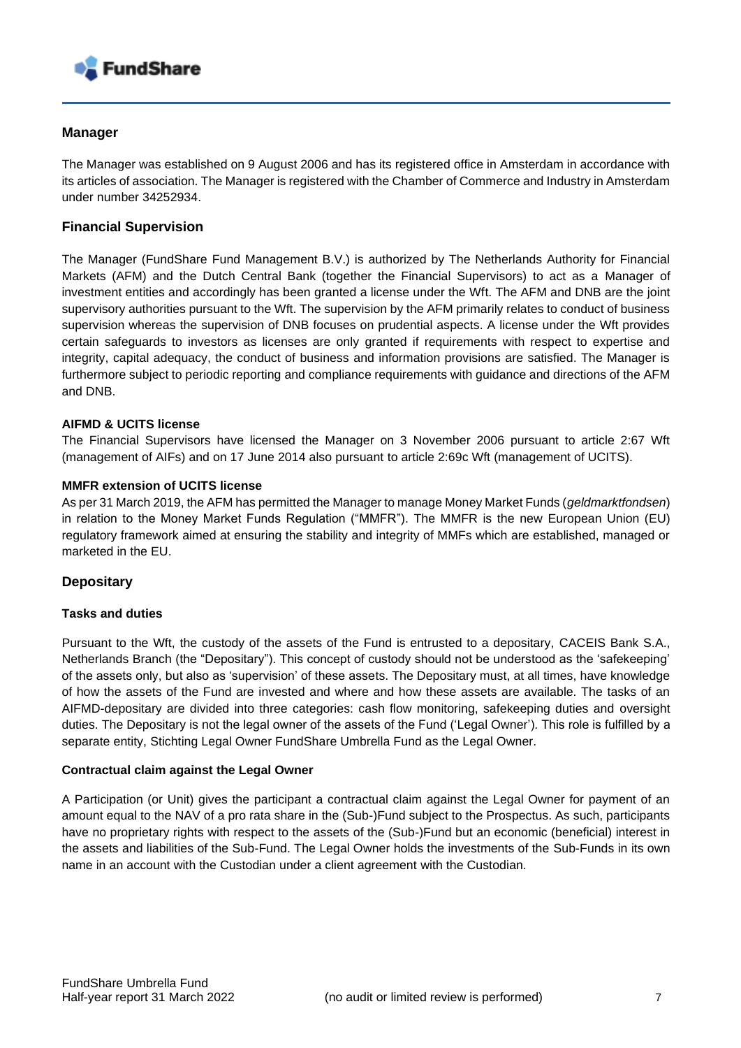## Manager

The Manager was established on 9 August 2006 and has its registered office in Amsterdam in accordance with its articles of association. The Manager is registered with the Chamber of Commerce and Industry in Amsterdam under number 34252934.

## Financial Supervision

The Manager (FundShare Fund Management B.V.) is authorized by The Netherlands Authority for Financial Markets (AFM) and the Dutch Central Bank (together the Financial Supervisors) to act as a Manager of investment entities and accordingly has been granted a license under the Wft. The AFM and DNB are the joint supervisory authorities pursuant to the Wft. The supervision by the AFM primarily relates to conduct of business supervision whereas the supervision of DNB focuses on prudential aspects. A license under the Wft provides certain safeguards to investors as licenses are only granted if requirements with respect to expertise and integrity, capital adequacy, the conduct of business and information provisions are satisfied. The Manager is furthermore subject to periodic reporting and compliance requirements with guidance and directions of the AFM and DNB.

### AIFMD & UCITS license

The Financial Supervisors have licensed the Manager on 3 November 2006 pursuant to article 2:67 Wft (management of AIFs) and on 17 June 2014 also pursuant to article 2:69c Wft (management of UCITS).

### MMFR extension of UCITS license

As per 31 March 2019, the AFM has permitted the Manager to manage Money Market Funds (*geldmarktfondsen*) in relation to the Money Market Funds Regulation ("MMFR"). The MMFR is the new European Union (EU) regulatory framework aimed at ensuring the stability and integrity of MMFs which are established, managed or marketed in the EU.

## Depositary

### Tasks and duties

Pursuant to the Wft, the custody of the assets of the Fund is entrusted to a depositary, CACEIS Bank S.A., Netherlands Branch (the "Depositary"). This concept of custody should not be understood as the 'safekeeping' of the assets only, but also as 'supervision' of these assets. The Depositary must, at all times, have knowledge of how the assets of the Fund are invested and where and how these assets are available. The tasks of an AIFMD-depositary are divided into three categories: cash flow monitoring, safekeeping duties and oversight duties. The Depositary is not the legal owner of the assets of the Fund ('Legal Owner'). This role is fulfilled by a separate entity, Stichting Legal Owner FundShare Umbrella Fund as the Legal Owner.

### Contractual claim against the Legal Owner

A Participation (or Unit) gives the participant a contractual claim against the Legal Owner for payment of an amount equal to the NAV of a pro rata share in the (Sub-)Fund subject to the Prospectus. As such, participants have no proprietary rights with respect to the assets of the (Sub-)Fund but an economic (beneficial) interest in the assets and liabilities of the Sub-Fund. The Legal Owner holds the investments of the Sub-Funds in its own name in an account with the Custodian under a client agreement with the Custodian.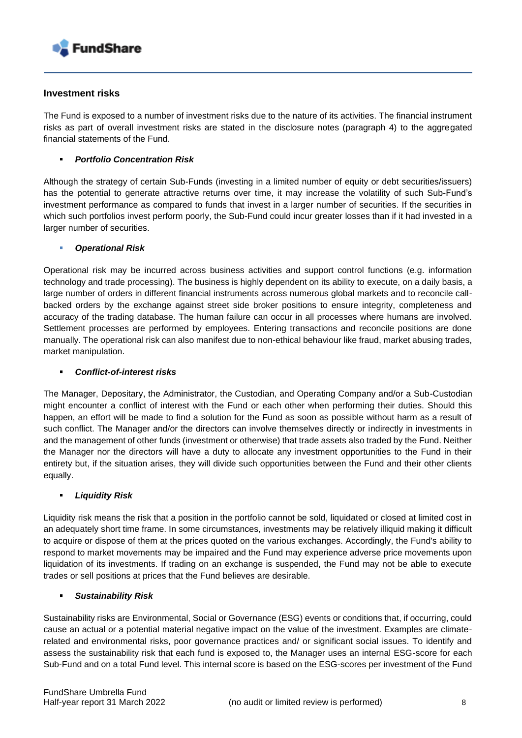## Investment risks

The Fund is exposed to a number of investment risks due to the nature of its activities. The financial instrument risks as part of overall investment risks are stated in the disclosure notes (paragraph 4) to the aggregated financial statements of the Fund.

- ***Portfolio Concentration Risk***

Although the strategy of certain Sub-Funds (investing in a limited number of equity or debt securities/issuers) has the potential to generate attractive returns over time, it may increase the volatility of such Sub-Fund's investment performance as compared to funds that invest in a larger number of securities. If the securities in which such portfolios invest perform poorly, the Sub-Fund could incur greater losses than if it had invested in a larger number of securities.

- ***Operational Risk***

Operational risk may be incurred across business activities and support control functions (e.g. information technology and trade processing). The business is highly dependent on its ability to execute, on a daily basis, a large number of orders in different financial instruments across numerous global markets and to reconcile call-backed orders by the exchange against street side broker positions to ensure integrity, completeness and accuracy of the trading database. The human failure can occur in all processes where humans are involved. Settlement processes are performed by employees. Entering transactions and reconcile positions are done manually. The operational risk can also manifest due to non-ethical behaviour like fraud, market abusing trades, market manipulation.

- ***Conflict-of-interest risks***

The Manager, Depositary, the Administrator, the Custodian, and Operating Company and/or a Sub-Custodian might encounter a conflict of interest with the Fund or each other when performing their duties. Should this happen, an effort will be made to find a solution for the Fund as soon as possible without harm as a result of such conflict. The Manager and/or the directors can involve themselves directly or indirectly in investments in and the management of other funds (investment or otherwise) that trade assets also traded by the Fund. Neither the Manager nor the directors will have a duty to allocate any investment opportunities to the Fund in their entirety but, if the situation arises, they will divide such opportunities between the Fund and their other clients equally.

- ***Liquidity Risk***

Liquidity risk means the risk that a position in the portfolio cannot be sold, liquidated or closed at limited cost in an adequately short time frame. In some circumstances, investments may be relatively illiquid making it difficult to acquire or dispose of them at the prices quoted on the various exchanges. Accordingly, the Fund's ability to respond to market movements may be impaired and the Fund may experience adverse price movements upon liquidation of its investments. If trading on an exchange is suspended, the Fund may not be able to execute trades or sell positions at prices that the Fund believes are desirable.

- ***Sustainability Risk***

Sustainability risks are Environmental, Social or Governance (ESG) events or conditions that, if occurring, could cause an actual or a potential material negative impact on the value of the investment. Examples are climate-related and environmental risks, poor governance practices and/ or significant social issues. To identify and assess the sustainability risk that each fund is exposed to, the Manager uses an internal ESG-score for each Sub-Fund and on a total Fund level. This internal score is based on the ESG-scores per investment of the Fund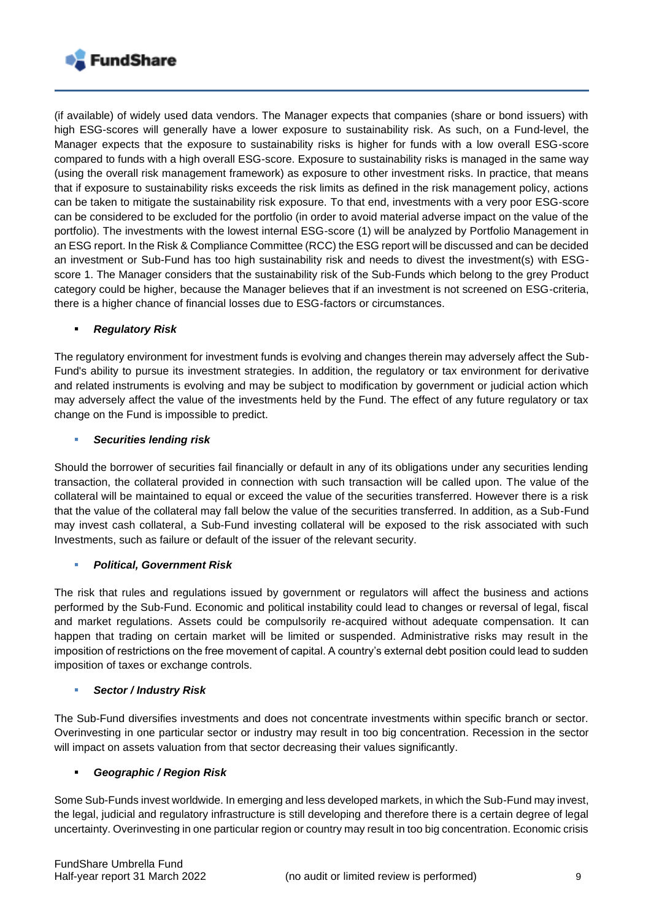(if available) of widely used data vendors. The Manager expects that companies (share or bond issuers) with high ESG-scores will generally have a lower exposure to sustainability risk. As such, on a Fund-level, the Manager expects that the exposure to sustainability risks is higher for funds with a low overall ESG-score compared to funds with a high overall ESG-score. Exposure to sustainability risks is managed in the same way (using the overall risk management framework) as exposure to other investment risks. In practice, that means that if exposure to sustainability risks exceeds the risk limits as defined in the risk management policy, actions can be taken to mitigate the sustainability risk exposure. To that end, investments with a very poor ESG-score can be considered to be excluded for the portfolio (in order to avoid material adverse impact on the value of the portfolio). The investments with the lowest internal ESG-score (1) will be analyzed by Portfolio Management in an ESG report. In the Risk & Compliance Committee (RCC) the ESG report will be discussed and can be decided an investment or Sub-Fund has too high sustainability risk and needs to divest the investment(s) with ESG-score 1. The Manager considers that the sustainability risk of the Sub-Funds which belong to the grey Product category could be higher, because the Manager believes that if an investment is not screened on ESG-criteria, there is a higher chance of financial losses due to ESG-factors or circumstances.

- ***Regulatory Risk***

The regulatory environment for investment funds is evolving and changes therein may adversely affect the Sub-Fund's ability to pursue its investment strategies. In addition, the regulatory or tax environment for derivative and related instruments is evolving and may be subject to modification by government or judicial action which may adversely affect the value of the investments held by the Fund. The effect of any future regulatory or tax change on the Fund is impossible to predict.

- ***Securities lending risk***

Should the borrower of securities fail financially or default in any of its obligations under any securities lending transaction, the collateral provided in connection with such transaction will be called upon. The value of the collateral will be maintained to equal or exceed the value of the securities transferred. However there is a risk that the value of the collateral may fall below the value of the securities transferred. In addition, as a Sub-Fund may invest cash collateral, a Sub-Fund investing collateral will be exposed to the risk associated with such Investments, such as failure or default of the issuer of the relevant security.

- ***Political, Government Risk***

The risk that rules and regulations issued by government or regulators will affect the business and actions performed by the Sub-Fund. Economic and political instability could lead to changes or reversal of legal, fiscal and market regulations. Assets could be compulsorily re-acquired without adequate compensation. It can happen that trading on certain market will be limited or suspended. Administrative risks may result in the imposition of restrictions on the free movement of capital. A country's external debt position could lead to sudden imposition of taxes or exchange controls.

- ***Sector / Industry Risk***

The Sub-Fund diversifies investments and does not concentrate investments within specific branch or sector. Overinvesting in one particular sector or industry may result in too big concentration. Recession in the sector will impact on assets valuation from that sector decreasing their values significantly.

- ***Geographic / Region Risk***

Some Sub-Funds invest worldwide. In emerging and less developed markets, in which the Sub-Fund may invest, the legal, judicial and regulatory infrastructure is still developing and therefore there is a certain degree of legal uncertainty. Overinvesting in one particular region or country may result in too big concentration. Economic crisis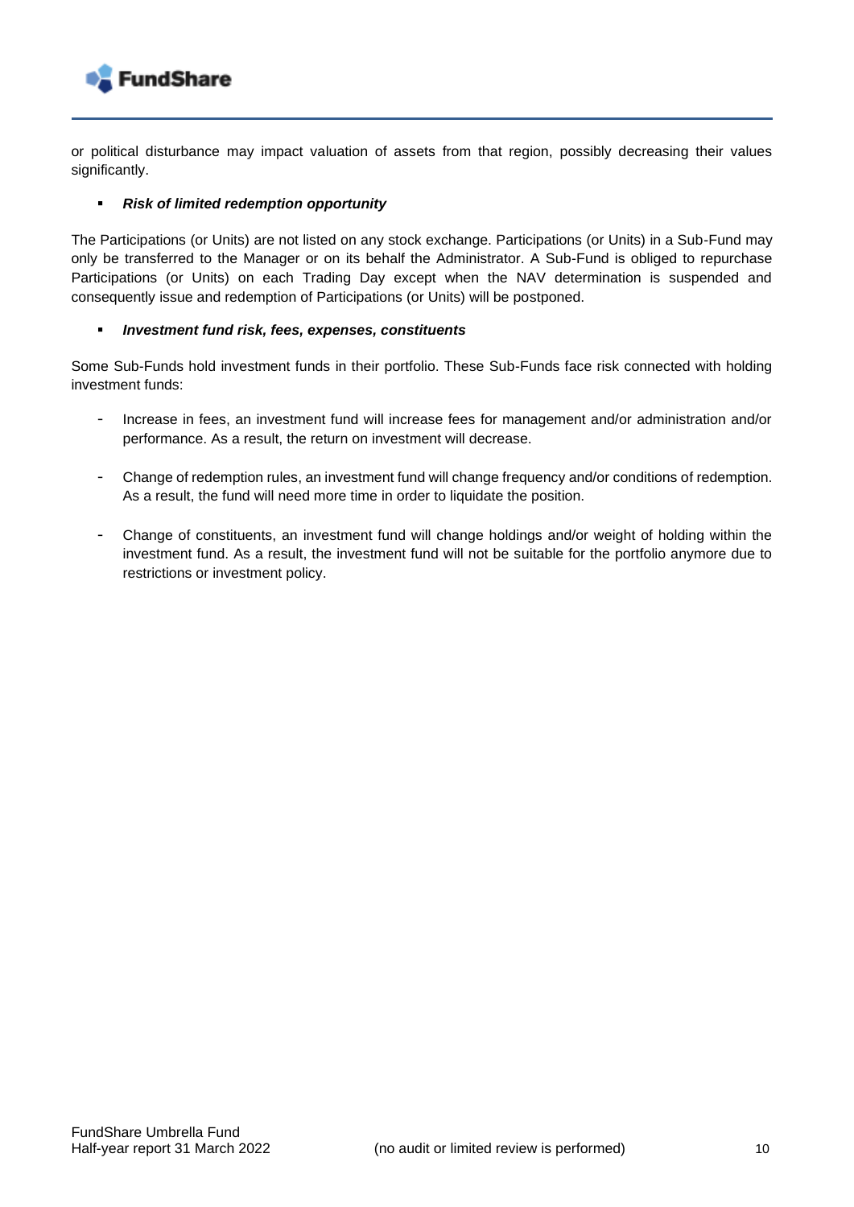or political disturbance may impact valuation of assets from that region, possibly decreasing their values significantly.

- ***Risk of limited redemption opportunity***

The Participations (or Units) are not listed on any stock exchange. Participations (or Units) in a Sub-Fund may only be transferred to the Manager or on its behalf the Administrator. A Sub-Fund is obliged to repurchase Participations (or Units) on each Trading Day except when the NAV determination is suspended and consequently issue and redemption of Participations (or Units) will be postponed.

- ***Investment fund risk, fees, expenses, constituents***

Some Sub-Funds hold investment funds in their portfolio. These Sub-Funds face risk connected with holding investment funds:

- Increase in fees, an investment fund will increase fees for management and/or administration and/or performance. As a result, the return on investment will decrease.
- Change of redemption rules, an investment fund will change frequency and/or conditions of redemption. As a result, the fund will need more time in order to liquidate the position.
- Change of constituents, an investment fund will change holdings and/or weight of holding within the investment fund. As a result, the investment fund will not be suitable for the portfolio anymore due to restrictions or investment policy.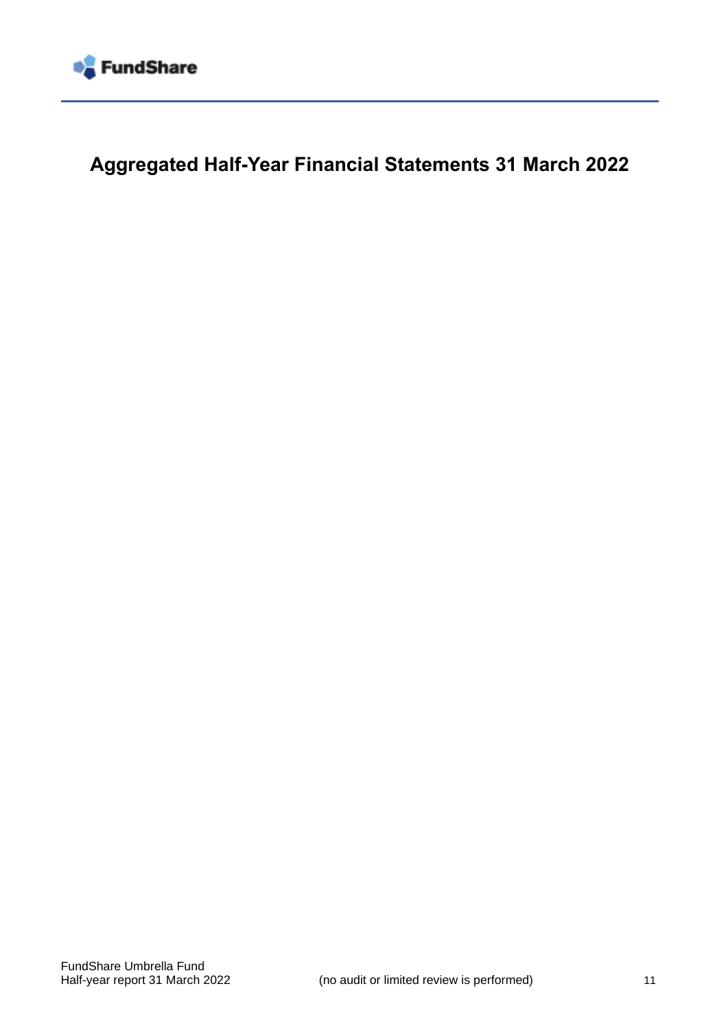# Aggregated Half-Year Financial Statements 31 March 2022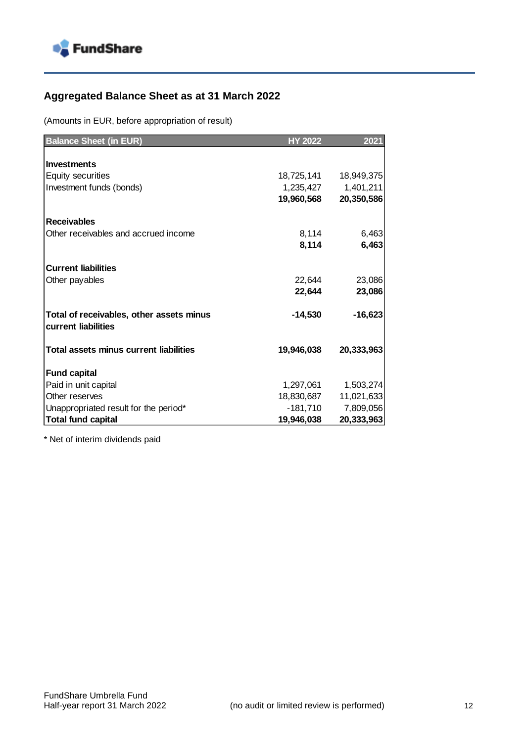## Aggregated Balance Sheet as at 31 March 2022

(Amounts in EUR, before appropriation of result)

| Balance Sheet (in EUR) | HY 2022 | 2021 |
|---|---|---|
| **Investments** | | |
| Equity securities | 18,725,141 | 18,949,375 |
| Investment funds (bonds) | 1,235,427 | 1,401,211 |
| | **19,960,568** | **20,350,586** |
| **Receivables** | | |
| Other receivables and accrued income | 8,114 | 6,463 |
| | **8,114** | **6,463** |
| **Current liabilities** | | |
| Other payables | 22,644 | 23,086 |
| | **22,644** | **23,086** |
| **Total of receivables, other assets minus current liabilities** | **-14,530** | **-16,623** |
| **Total assets minus current liabilities** | **19,946,038** | **20,333,963** |
| **Fund capital** | | |
| Paid in unit capital | 1,297,061 | 1,503,274 |
| Other reserves | 18,830,687 | 11,021,633 |
| Unappropriated result for the period* | -181,710 | 7,809,056 |
| **Total fund capital** | **19,946,038** | **20,333,963** |

* Net of interim dividends paid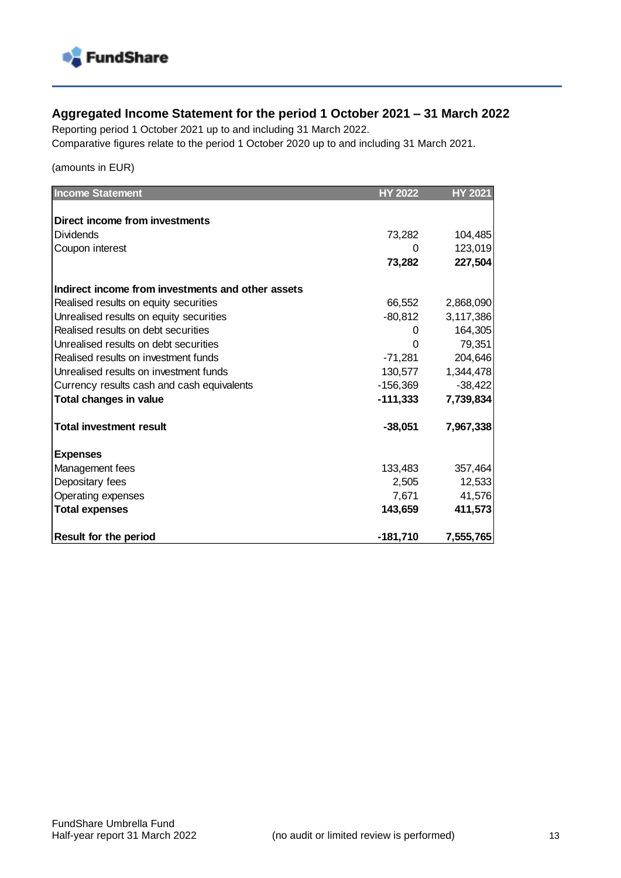## Aggregated Income Statement for the period 1 October 2021 – 31 March 2022

Reporting period 1 October 2021 up to and including 31 March 2022.
Comparative figures relate to the period 1 October 2020 up to and including 31 March 2021.

(amounts in EUR)

| Income Statement | HY 2022 | HY 2021 |
|---|---|---|
| **Direct income from investments** | | |
| Dividends | 73,282 | 104,485 |
| Coupon interest | 0 | 123,019 |
| | **73,282** | **227,504** |
| **Indirect income from investments and other assets** | | |
| Realised results on equity securities | 66,552 | 2,868,090 |
| Unrealised results on equity securities | -80,812 | 3,117,386 |
| Realised results on debt securities | 0 | 164,305 |
| Unrealised results on debt securities | 0 | 79,351 |
| Realised results on investment funds | -71,281 | 204,646 |
| Unrealised results on investment funds | 130,577 | 1,344,478 |
| Currency results cash and cash equivalents | -156,369 | -38,422 |
| **Total changes in value** | **-111,333** | **7,739,834** |
| **Total investment result** | **-38,051** | **7,967,338** |
| **Expenses** | | |
| Management fees | 133,483 | 357,464 |
| Depositary fees | 2,505 | 12,533 |
| Operating expenses | 7,671 | 41,576 |
| **Total expenses** | **143,659** | **411,573** |
| **Result for the period** | **-181,710** | **7,555,765** |

(no audit or limited review is performed)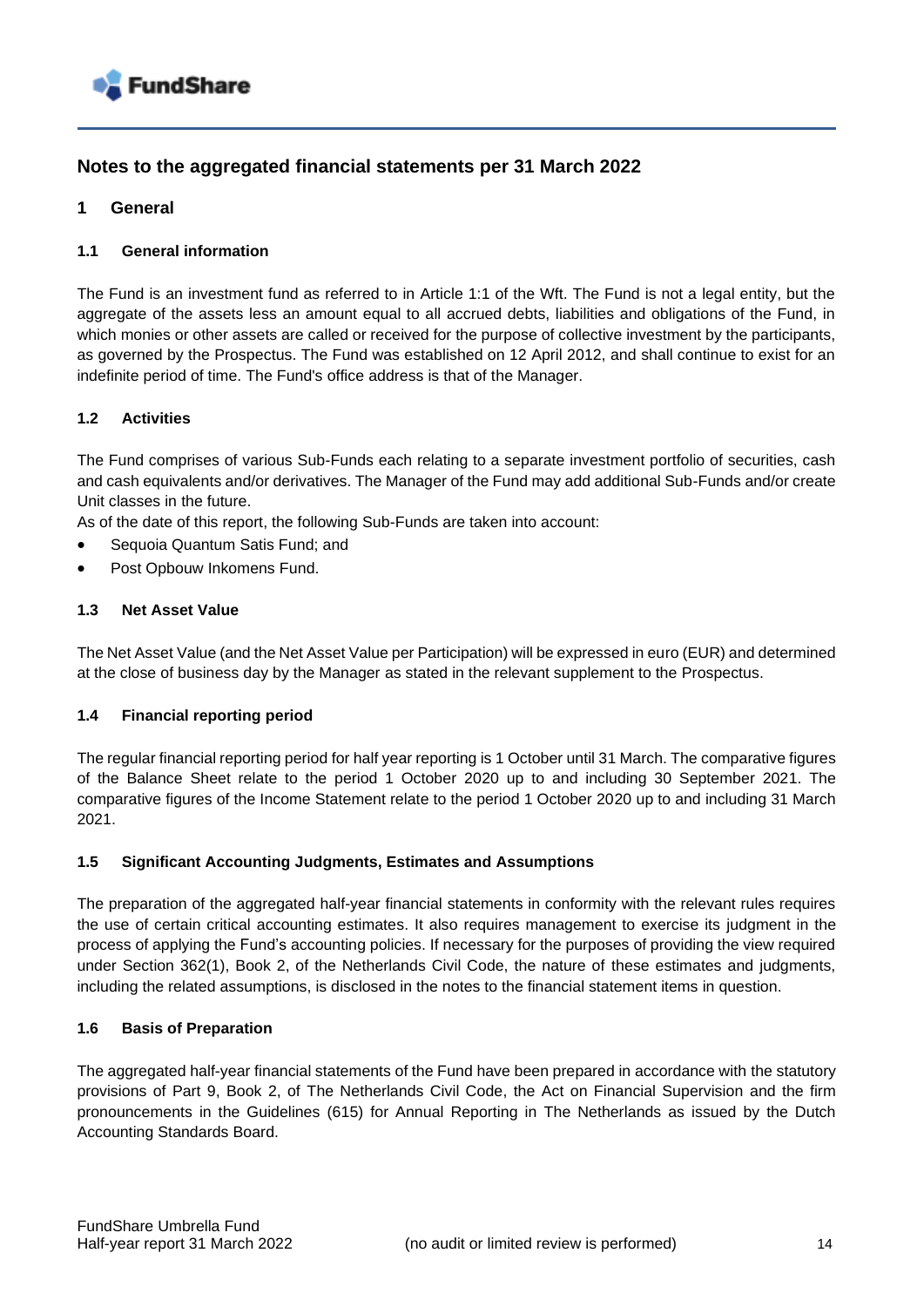## Notes to the aggregated financial statements per 31 March 2022

### 1 General

#### 1.1 General information

The Fund is an investment fund as referred to in Article 1:1 of the Wft. The Fund is not a legal entity, but the aggregate of the assets less an amount equal to all accrued debts, liabilities and obligations of the Fund, in which monies or other assets are called or received for the purpose of collective investment by the participants, as governed by the Prospectus. The Fund was established on 12 April 2012, and shall continue to exist for an indefinite period of time. The Fund's office address is that of the Manager.

#### 1.2 Activities

The Fund comprises of various Sub-Funds each relating to a separate investment portfolio of securities, cash and cash equivalents and/or derivatives. The Manager of the Fund may add additional Sub-Funds and/or create Unit classes in the future.
As of the date of this report, the following Sub-Funds are taken into account:

- Sequoia Quantum Satis Fund; and
- Post Opbouw Inkomens Fund.

#### 1.3 Net Asset Value

The Net Asset Value (and the Net Asset Value per Participation) will be expressed in euro (EUR) and determined at the close of business day by the Manager as stated in the relevant supplement to the Prospectus.

#### 1.4 Financial reporting period

The regular financial reporting period for half year reporting is 1 October until 31 March. The comparative figures of the Balance Sheet relate to the period 1 October 2020 up to and including 30 September 2021. The comparative figures of the Income Statement relate to the period 1 October 2020 up to and including 31 March 2021.

#### 1.5 Significant Accounting Judgments, Estimates and Assumptions

The preparation of the aggregated half-year financial statements in conformity with the relevant rules requires the use of certain critical accounting estimates. It also requires management to exercise its judgment in the process of applying the Fund's accounting policies. If necessary for the purposes of providing the view required under Section 362(1), Book 2, of the Netherlands Civil Code, the nature of these estimates and judgments, including the related assumptions, is disclosed in the notes to the financial statement items in question.

#### 1.6 Basis of Preparation

The aggregated half-year financial statements of the Fund have been prepared in accordance with the statutory provisions of Part 9, Book 2, of The Netherlands Civil Code, the Act on Financial Supervision and the firm pronouncements in the Guidelines (615) for Annual Reporting in The Netherlands as issued by the Dutch Accounting Standards Board.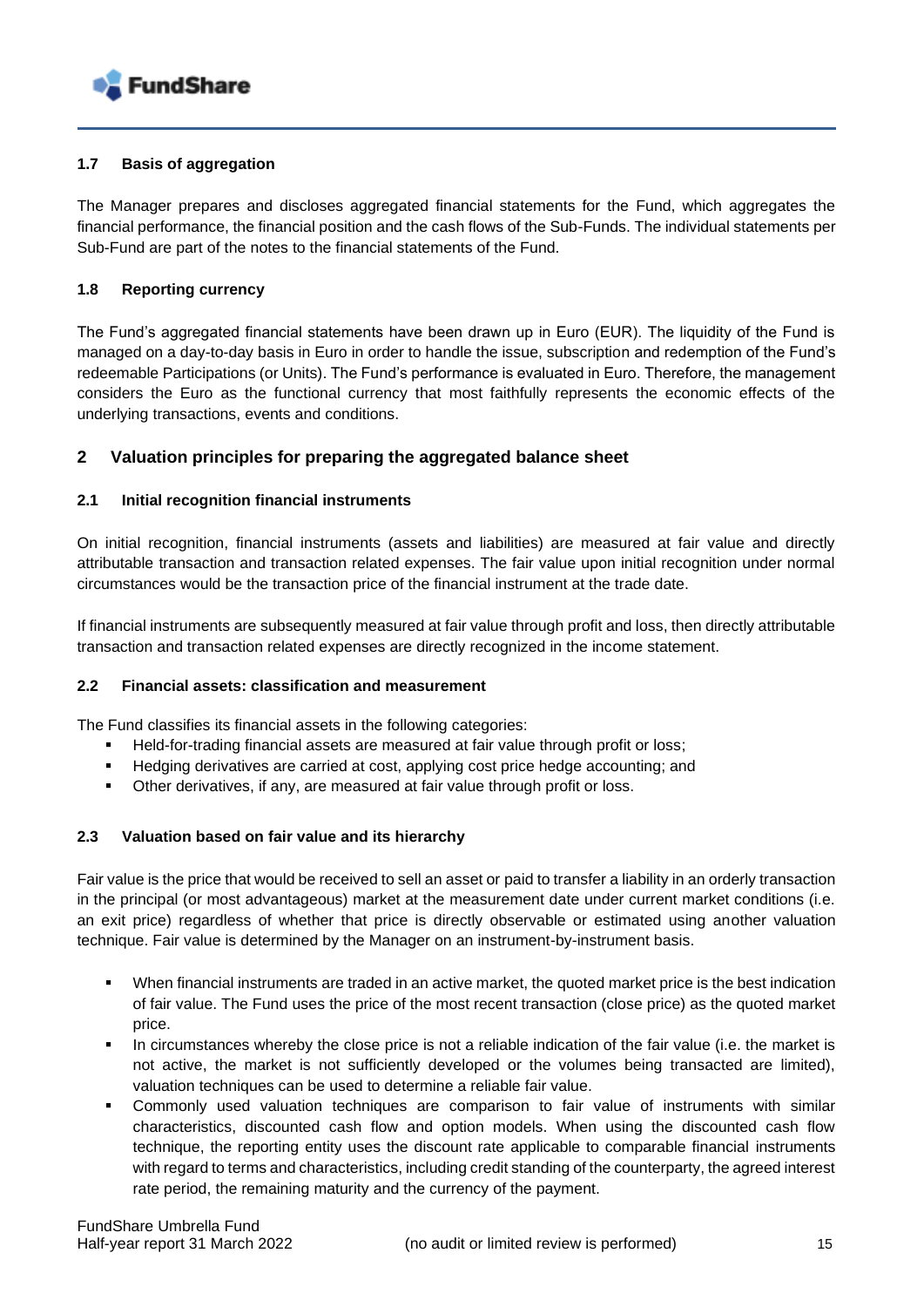### 1.7 Basis of aggregation

The Manager prepares and discloses aggregated financial statements for the Fund, which aggregates the financial performance, the financial position and the cash flows of the Sub-Funds. The individual statements per Sub-Fund are part of the notes to the financial statements of the Fund.

### 1.8 Reporting currency

The Fund's aggregated financial statements have been drawn up in Euro (EUR). The liquidity of the Fund is managed on a day-to-day basis in Euro in order to handle the issue, subscription and redemption of the Fund's redeemable Participations (or Units). The Fund's performance is evaluated in Euro. Therefore, the management considers the Euro as the functional currency that most faithfully represents the economic effects of the underlying transactions, events and conditions.

## 2 Valuation principles for preparing the aggregated balance sheet

### 2.1 Initial recognition financial instruments

On initial recognition, financial instruments (assets and liabilities) are measured at fair value and directly attributable transaction and transaction related expenses. The fair value upon initial recognition under normal circumstances would be the transaction price of the financial instrument at the trade date.

If financial instruments are subsequently measured at fair value through profit and loss, then directly attributable transaction and transaction related expenses are directly recognized in the income statement.

### 2.2 Financial assets: classification and measurement

The Fund classifies its financial assets in the following categories:

- Held-for-trading financial assets are measured at fair value through profit or loss;
- Hedging derivatives are carried at cost, applying cost price hedge accounting; and
- Other derivatives, if any, are measured at fair value through profit or loss.

### 2.3 Valuation based on fair value and its hierarchy

Fair value is the price that would be received to sell an asset or paid to transfer a liability in an orderly transaction in the principal (or most advantageous) market at the measurement date under current market conditions (i.e. an exit price) regardless of whether that price is directly observable or estimated using another valuation technique. Fair value is determined by the Manager on an instrument-by-instrument basis.

- When financial instruments are traded in an active market, the quoted market price is the best indication of fair value. The Fund uses the price of the most recent transaction (close price) as the quoted market price.
- In circumstances whereby the close price is not a reliable indication of the fair value (i.e. the market is not active, the market is not sufficiently developed or the volumes being transacted are limited), valuation techniques can be used to determine a reliable fair value.
- Commonly used valuation techniques are comparison to fair value of instruments with similar characteristics, discounted cash flow and option models. When using the discounted cash flow technique, the reporting entity uses the discount rate applicable to comparable financial instruments with regard to terms and characteristics, including credit standing of the counterparty, the agreed interest rate period, the remaining maturity and the currency of the payment.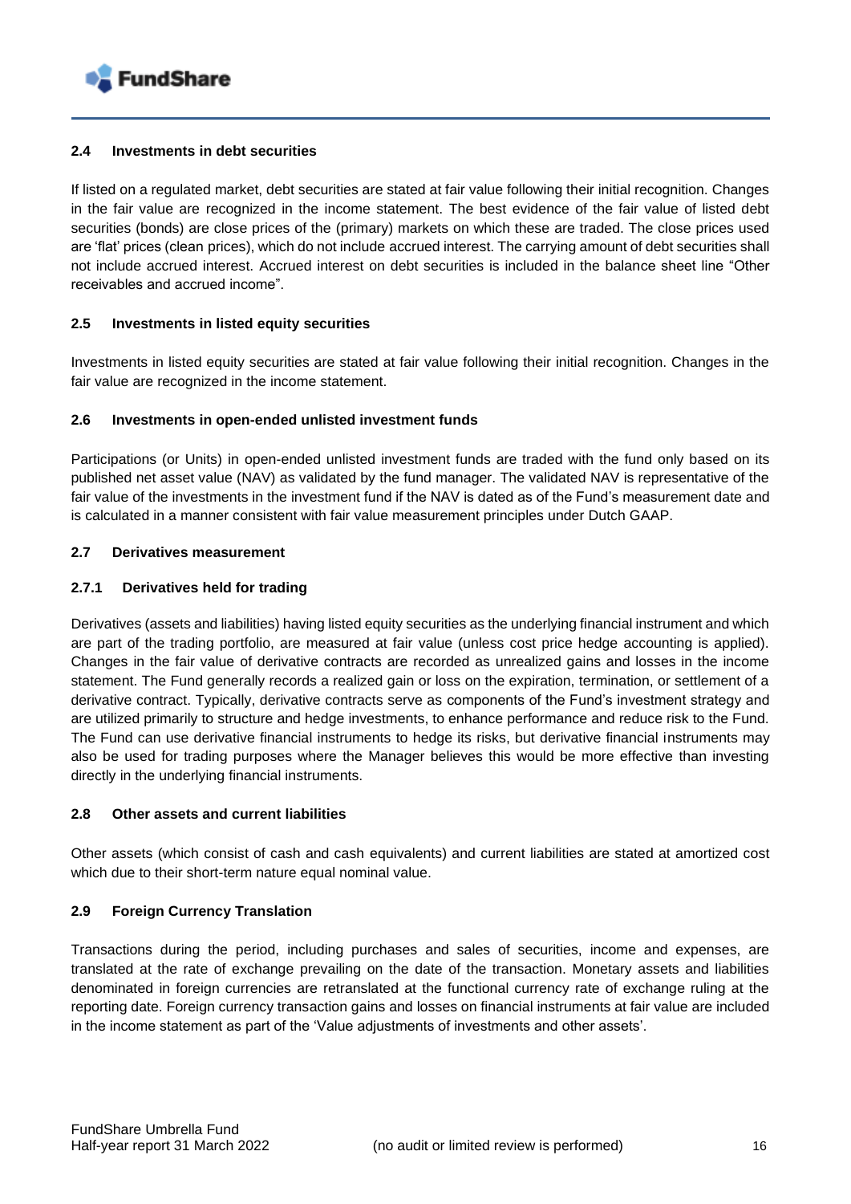### 2.4 Investments in debt securities

If listed on a regulated market, debt securities are stated at fair value following their initial recognition. Changes in the fair value are recognized in the income statement. The best evidence of the fair value of listed debt securities (bonds) are close prices of the (primary) markets on which these are traded. The close prices used are 'flat' prices (clean prices), which do not include accrued interest. The carrying amount of debt securities shall not include accrued interest. Accrued interest on debt securities is included in the balance sheet line "Other receivables and accrued income".

### 2.5 Investments in listed equity securities

Investments in listed equity securities are stated at fair value following their initial recognition. Changes in the fair value are recognized in the income statement.

### 2.6 Investments in open-ended unlisted investment funds

Participations (or Units) in open-ended unlisted investment funds are traded with the fund only based on its published net asset value (NAV) as validated by the fund manager. The validated NAV is representative of the fair value of the investments in the investment fund if the NAV is dated as of the Fund's measurement date and is calculated in a manner consistent with fair value measurement principles under Dutch GAAP.

### 2.7 Derivatives measurement

#### 2.7.1 Derivatives held for trading

Derivatives (assets and liabilities) having listed equity securities as the underlying financial instrument and which are part of the trading portfolio, are measured at fair value (unless cost price hedge accounting is applied). Changes in the fair value of derivative contracts are recorded as unrealized gains and losses in the income statement. The Fund generally records a realized gain or loss on the expiration, termination, or settlement of a derivative contract. Typically, derivative contracts serve as components of the Fund's investment strategy and are utilized primarily to structure and hedge investments, to enhance performance and reduce risk to the Fund. The Fund can use derivative financial instruments to hedge its risks, but derivative financial instruments may also be used for trading purposes where the Manager believes this would be more effective than investing directly in the underlying financial instruments.

### 2.8 Other assets and current liabilities

Other assets (which consist of cash and cash equivalents) and current liabilities are stated at amortized cost which due to their short-term nature equal nominal value.

### 2.9 Foreign Currency Translation

Transactions during the period, including purchases and sales of securities, income and expenses, are translated at the rate of exchange prevailing on the date of the transaction. Monetary assets and liabilities denominated in foreign currencies are retranslated at the functional currency rate of exchange ruling at the reporting date. Foreign currency transaction gains and losses on financial instruments at fair value are included in the income statement as part of the 'Value adjustments of investments and other assets'.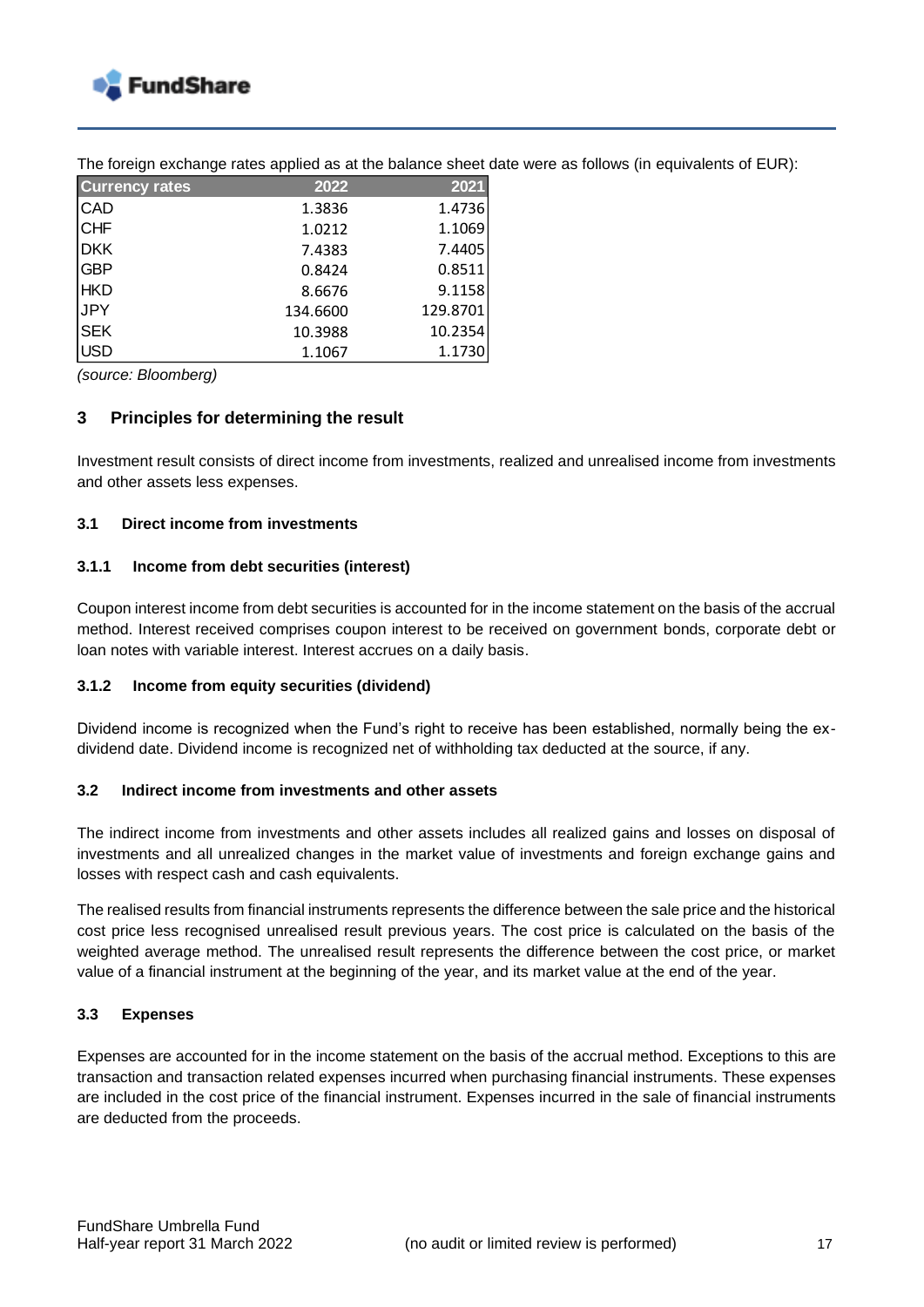The foreign exchange rates applied as at the balance sheet date were as follows (in equivalents of EUR):

| Currency rates | 2022 | 2021 |
|---|---|---|
| CAD | 1.3836 | 1.4736 |
| CHF | 1.0212 | 1.1069 |
| DKK | 7.4383 | 7.4405 |
| GBP | 0.8424 | 0.8511 |
| HKD | 8.6676 | 9.1158 |
| JPY | 134.6600 | 129.8701 |
| SEK | 10.3988 | 10.2354 |
| USD | 1.1067 | 1.1730 |

*(source: Bloomberg)*

## 3 Principles for determining the result

Investment result consists of direct income from investments, realized and unrealised income from investments and other assets less expenses.

### 3.1 Direct income from investments

#### 3.1.1 Income from debt securities (interest)

Coupon interest income from debt securities is accounted for in the income statement on the basis of the accrual method. Interest received comprises coupon interest to be received on government bonds, corporate debt or loan notes with variable interest. Interest accrues on a daily basis.

#### 3.1.2 Income from equity securities (dividend)

Dividend income is recognized when the Fund's right to receive has been established, normally being the ex-dividend date. Dividend income is recognized net of withholding tax deducted at the source, if any.

### 3.2 Indirect income from investments and other assets

The indirect income from investments and other assets includes all realized gains and losses on disposal of investments and all unrealized changes in the market value of investments and foreign exchange gains and losses with respect cash and cash equivalents.

The realised results from financial instruments represents the difference between the sale price and the historical cost price less recognised unrealised result previous years. The cost price is calculated on the basis of the weighted average method. The unrealised result represents the difference between the cost price, or market value of a financial instrument at the beginning of the year, and its market value at the end of the year.

### 3.3 Expenses

Expenses are accounted for in the income statement on the basis of the accrual method. Exceptions to this are transaction and transaction related expenses incurred when purchasing financial instruments. These expenses are included in the cost price of the financial instrument. Expenses incurred in the sale of financial instruments are deducted from the proceeds.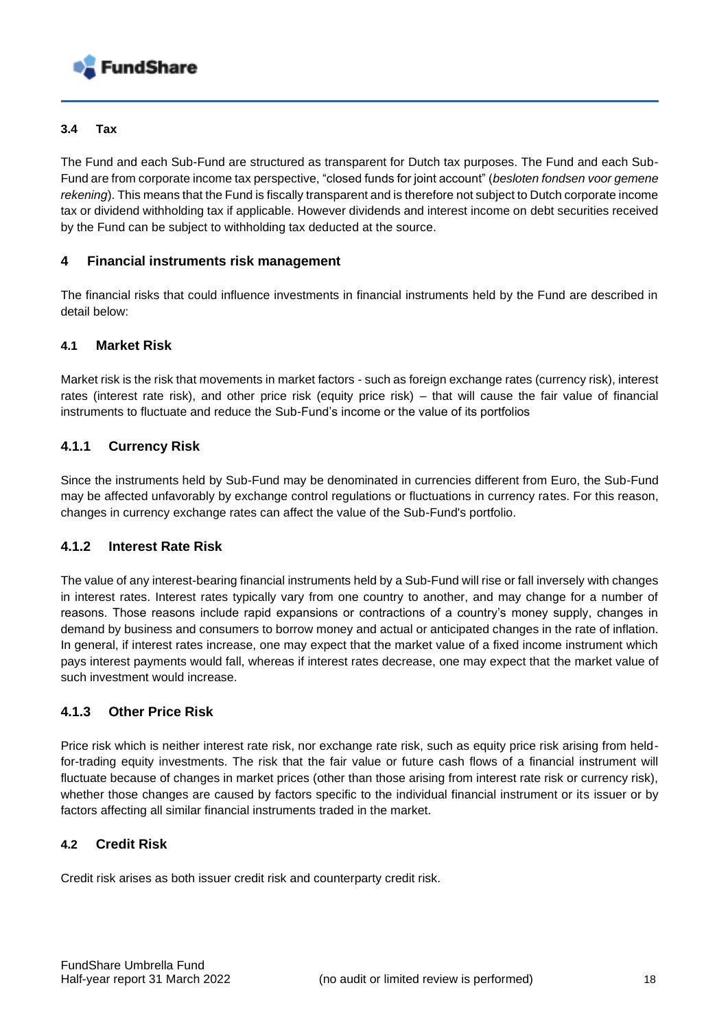### 3.4 Tax

The Fund and each Sub-Fund are structured as transparent for Dutch tax purposes. The Fund and each Sub-Fund are from corporate income tax perspective, "closed funds for joint account" (*besloten fondsen voor gemene rekening*). This means that the Fund is fiscally transparent and is therefore not subject to Dutch corporate income tax or dividend withholding tax if applicable. However dividends and interest income on debt securities received by the Fund can be subject to withholding tax deducted at the source.

## 4 Financial instruments risk management

The financial risks that could influence investments in financial instruments held by the Fund are described in detail below:

### 4.1 Market Risk

Market risk is the risk that movements in market factors - such as foreign exchange rates (currency risk), interest rates (interest rate risk), and other price risk (equity price risk) – that will cause the fair value of financial instruments to fluctuate and reduce the Sub-Fund's income or the value of its portfolios

#### 4.1.1 Currency Risk

Since the instruments held by Sub-Fund may be denominated in currencies different from Euro, the Sub-Fund may be affected unfavorably by exchange control regulations or fluctuations in currency rates. For this reason, changes in currency exchange rates can affect the value of the Sub-Fund's portfolio.

#### 4.1.2 Interest Rate Risk

The value of any interest-bearing financial instruments held by a Sub-Fund will rise or fall inversely with changes in interest rates. Interest rates typically vary from one country to another, and may change for a number of reasons. Those reasons include rapid expansions or contractions of a country's money supply, changes in demand by business and consumers to borrow money and actual or anticipated changes in the rate of inflation. In general, if interest rates increase, one may expect that the market value of a fixed income instrument which pays interest payments would fall, whereas if interest rates decrease, one may expect that the market value of such investment would increase.

#### 4.1.3 Other Price Risk

Price risk which is neither interest rate risk, nor exchange rate risk, such as equity price risk arising from held-for-trading equity investments. The risk that the fair value or future cash flows of a financial instrument will fluctuate because of changes in market prices (other than those arising from interest rate risk or currency risk), whether those changes are caused by factors specific to the individual financial instrument or its issuer or by factors affecting all similar financial instruments traded in the market.

### 4.2 Credit Risk

Credit risk arises as both issuer credit risk and counterparty credit risk.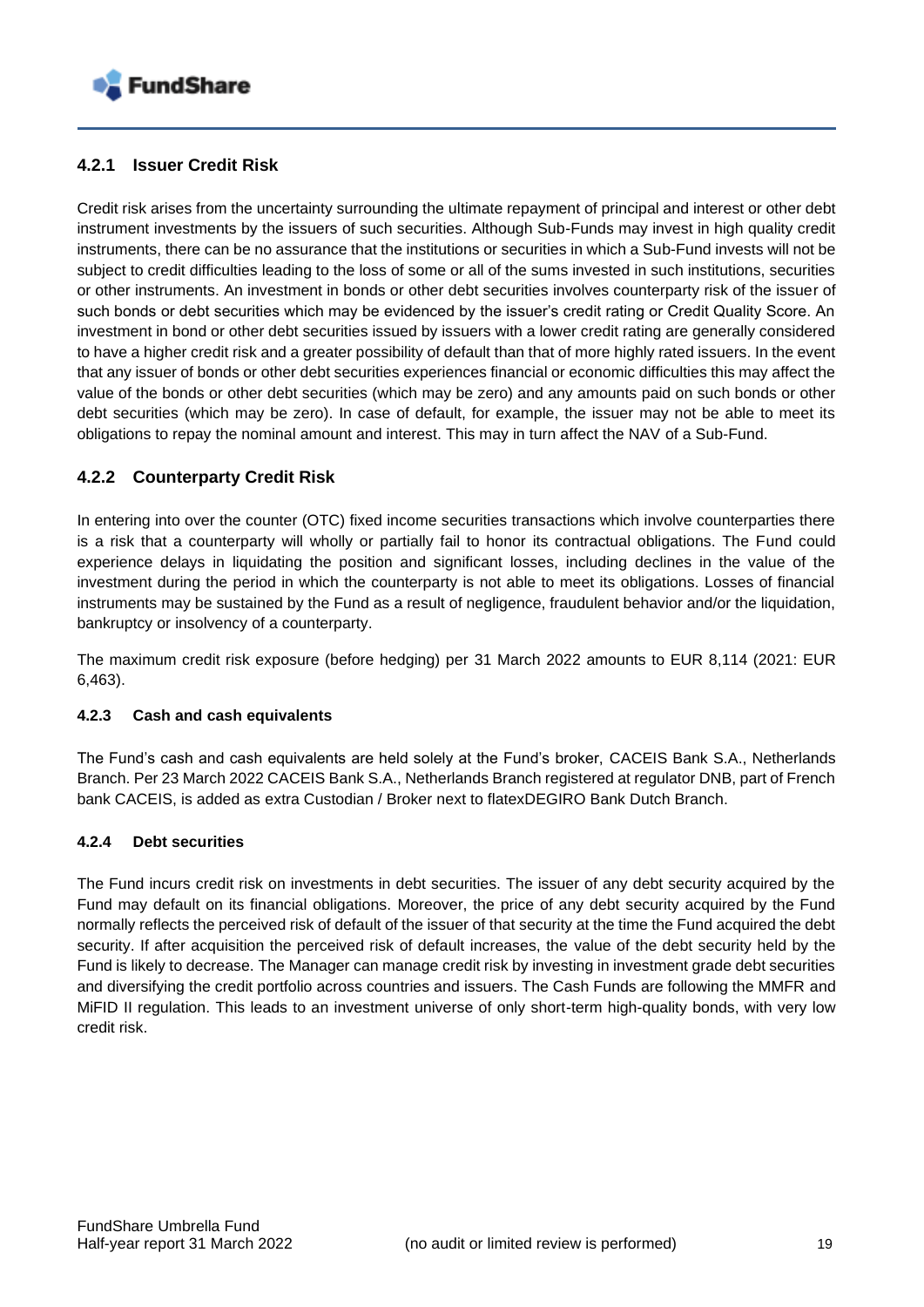### 4.2.1 Issuer Credit Risk

Credit risk arises from the uncertainty surrounding the ultimate repayment of principal and interest or other debt instrument investments by the issuers of such securities. Although Sub-Funds may invest in high quality credit instruments, there can be no assurance that the institutions or securities in which a Sub-Fund invests will not be subject to credit difficulties leading to the loss of some or all of the sums invested in such institutions, securities or other instruments. An investment in bonds or other debt securities involves counterparty risk of the issuer of such bonds or debt securities which may be evidenced by the issuer's credit rating or Credit Quality Score. An investment in bond or other debt securities issued by issuers with a lower credit rating are generally considered to have a higher credit risk and a greater possibility of default than that of more highly rated issuers. In the event that any issuer of bonds or other debt securities experiences financial or economic difficulties this may affect the value of the bonds or other debt securities (which may be zero) and any amounts paid on such bonds or other debt securities (which may be zero). In case of default, for example, the issuer may not be able to meet its obligations to repay the nominal amount and interest. This may in turn affect the NAV of a Sub-Fund.

### 4.2.2 Counterparty Credit Risk

In entering into over the counter (OTC) fixed income securities transactions which involve counterparties there is a risk that a counterparty will wholly or partially fail to honor its contractual obligations. The Fund could experience delays in liquidating the position and significant losses, including declines in the value of the investment during the period in which the counterparty is not able to meet its obligations. Losses of financial instruments may be sustained by the Fund as a result of negligence, fraudulent behavior and/or the liquidation, bankruptcy or insolvency of a counterparty.

The maximum credit risk exposure (before hedging) per 31 March 2022 amounts to EUR 8,114 (2021: EUR 6,463).

#### 4.2.3 Cash and cash equivalents

The Fund's cash and cash equivalents are held solely at the Fund's broker, CACEIS Bank S.A., Netherlands Branch. Per 23 March 2022 CACEIS Bank S.A., Netherlands Branch registered at regulator DNB, part of French bank CACEIS, is added as extra Custodian / Broker next to flatexDEGIRO Bank Dutch Branch.

#### 4.2.4 Debt securities

The Fund incurs credit risk on investments in debt securities. The issuer of any debt security acquired by the Fund may default on its financial obligations. Moreover, the price of any debt security acquired by the Fund normally reflects the perceived risk of default of the issuer of that security at the time the Fund acquired the debt security. If after acquisition the perceived risk of default increases, the value of the debt security held by the Fund is likely to decrease. The Manager can manage credit risk by investing in investment grade debt securities and diversifying the credit portfolio across countries and issuers. The Cash Funds are following the MMFR and MiFID II regulation. This leads to an investment universe of only short-term high-quality bonds, with very low credit risk.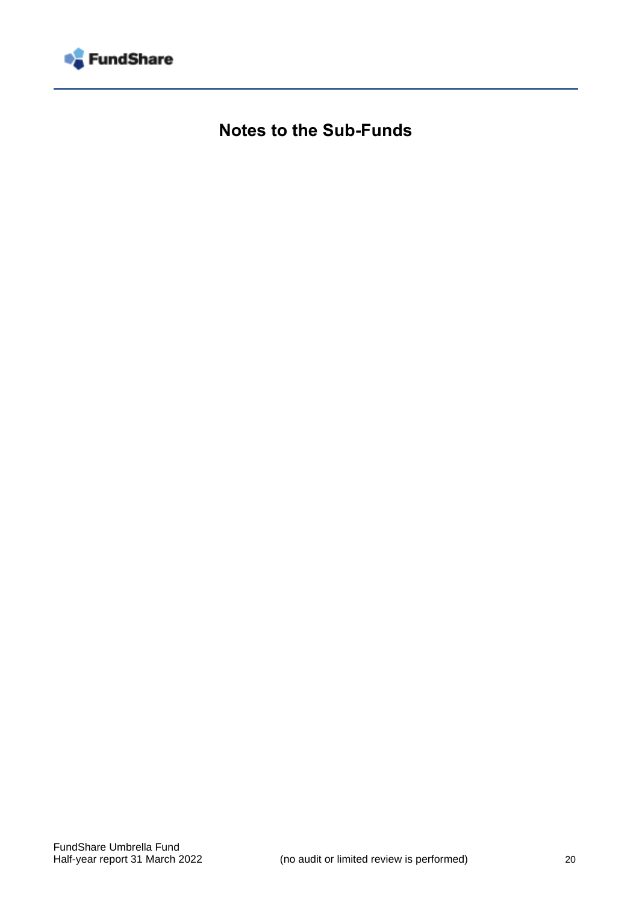# Notes to the Sub-Funds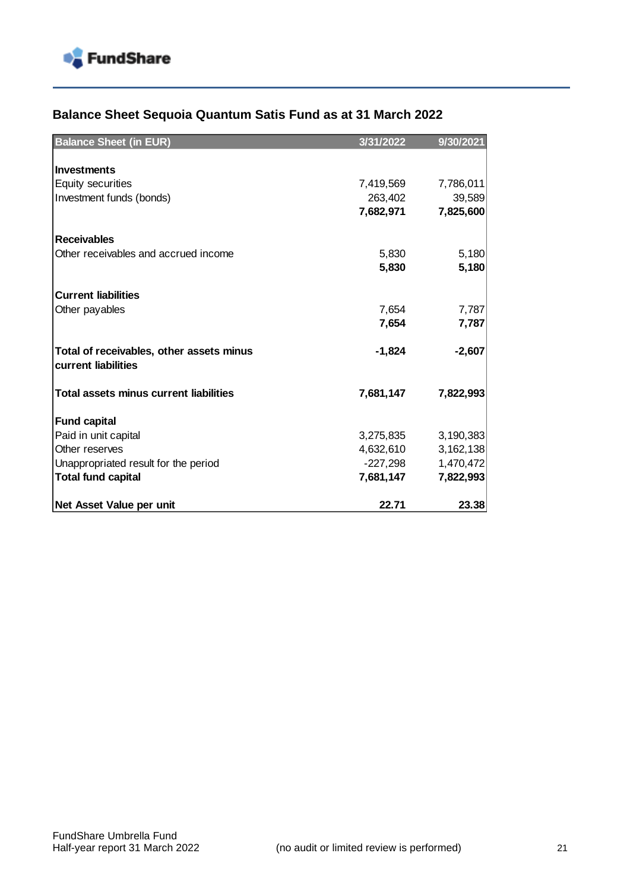## Balance Sheet Sequoia Quantum Satis Fund as at 31 March 2022

| Balance Sheet (in EUR) | 3/31/2022 | 9/30/2021 |
|---|---|---|
| **Investments** | | |
| Equity securities | 7,419,569 | 7,786,011 |
| Investment funds (bonds) | 263,402 | 39,589 |
| | **7,682,971** | **7,825,600** |
| **Receivables** | | |
| Other receivables and accrued income | 5,830 | 5,180 |
| | **5,830** | **5,180** |
| **Current liabilities** | | |
| Other payables | 7,654 | 7,787 |
| | **7,654** | **7,787** |
| **Total of receivables, other assets minus current liabilities** | **-1,824** | **-2,607** |
| **Total assets minus current liabilities** | **7,681,147** | **7,822,993** |
| **Fund capital** | | |
| Paid in unit capital | 3,275,835 | 3,190,383 |
| Other reserves | 4,632,610 | 3,162,138 |
| Unappropriated result for the period | -227,298 | 1,470,472 |
| **Total fund capital** | **7,681,147** | **7,822,993** |
| **Net Asset Value per unit** | **22.71** | **23.38** |

FundShare Umbrella Fund
Half-year report 31 March 2022 (no audit or limited review is performed)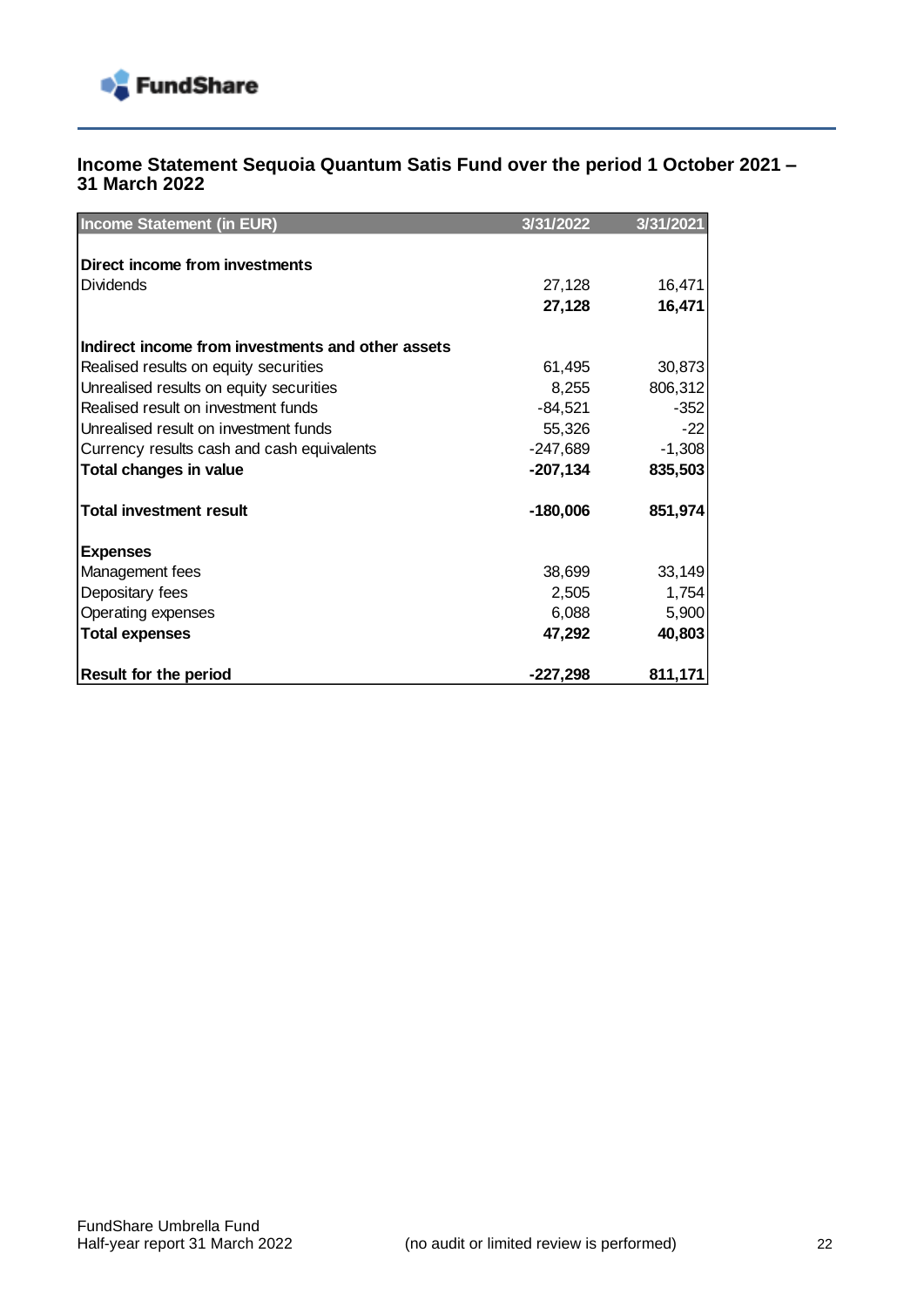## Income Statement Sequoia Quantum Satis Fund over the period 1 October 2021 – 31 March 2022

| Income Statement (in EUR) | 3/31/2022 | 3/31/2021 |
|---|---|---|
| **Direct income from investments** | | |
| Dividends | 27,128 | 16,471 |
| | **27,128** | **16,471** |
| **Indirect income from investments and other assets** | | |
| Realised results on equity securities | 61,495 | 30,873 |
| Unrealised results on equity securities | 8,255 | 806,312 |
| Realised result on investment funds | -84,521 | -352 |
| Unrealised result on investment funds | 55,326 | -22 |
| Currency results cash and cash equivalents | -247,689 | -1,308 |
| **Total changes in value** | **-207,134** | **835,503** |
| **Total investment result** | **-180,006** | **851,974** |
| **Expenses** | | |
| Management fees | 38,699 | 33,149 |
| Depositary fees | 2,505 | 1,754 |
| Operating expenses | 6,088 | 5,900 |
| **Total expenses** | **47,292** | **40,803** |
| **Result for the period** | **-227,298** | **811,171** |

FundShare Umbrella Fund
Half-year report 31 March 2022 (no audit or limited review is performed)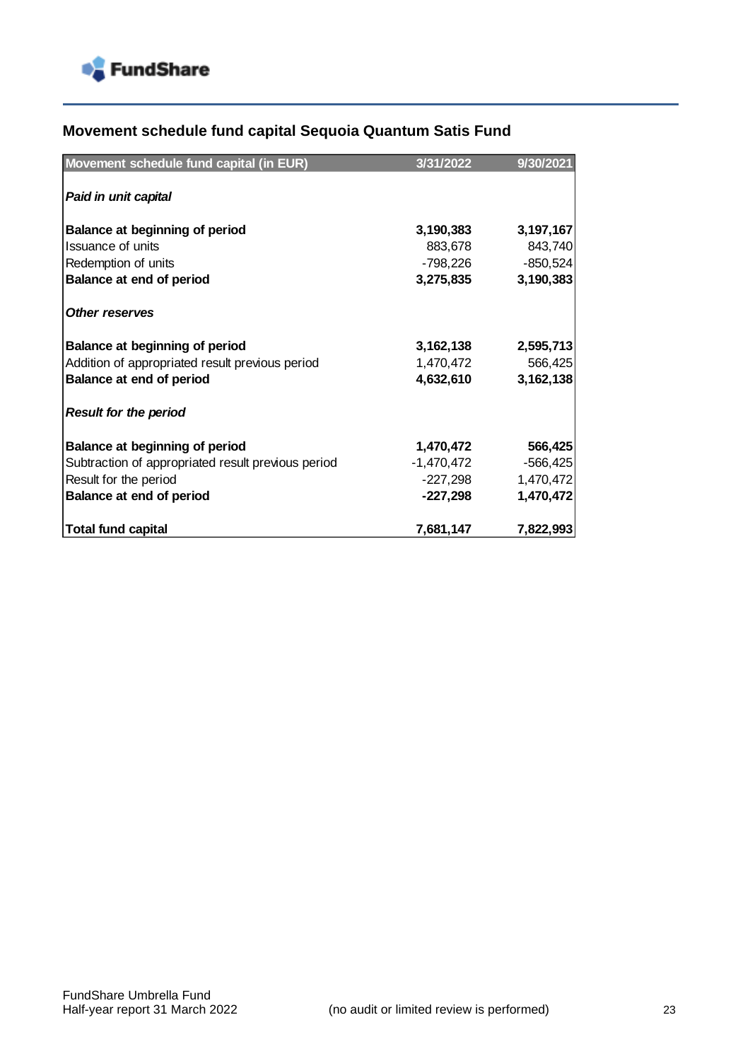## Movement schedule fund capital Sequoia Quantum Satis Fund

| Movement schedule fund capital (in EUR) | 3/31/2022 | 9/30/2021 |
|---|---|---|
| ***Paid in unit capital*** | | |
| **Balance at beginning of period** | **3,190,383** | **3,197,167** |
| Issuance of units | 883,678 | 843,740 |
| Redemption of units | -798,226 | -850,524 |
| **Balance at end of period** | **3,275,835** | **3,190,383** |
| ***Other reserves*** | | |
| **Balance at beginning of period** | **3,162,138** | **2,595,713** |
| Addition of appropriated result previous period | 1,470,472 | 566,425 |
| **Balance at end of period** | **4,632,610** | **3,162,138** |
| ***Result for the period*** | | |
| **Balance at beginning of period** | **1,470,472** | **566,425** |
| Subtraction of appropriated result previous period | -1,470,472 | -566,425 |
| Result for the period | -227,298 | 1,470,472 |
| **Balance at end of period** | **-227,298** | **1,470,472** |
| **Total fund capital** | **7,681,147** | **7,822,993** |

FundShare Umbrella Fund
Half-year report 31 March 2022 (no audit or limited review is performed)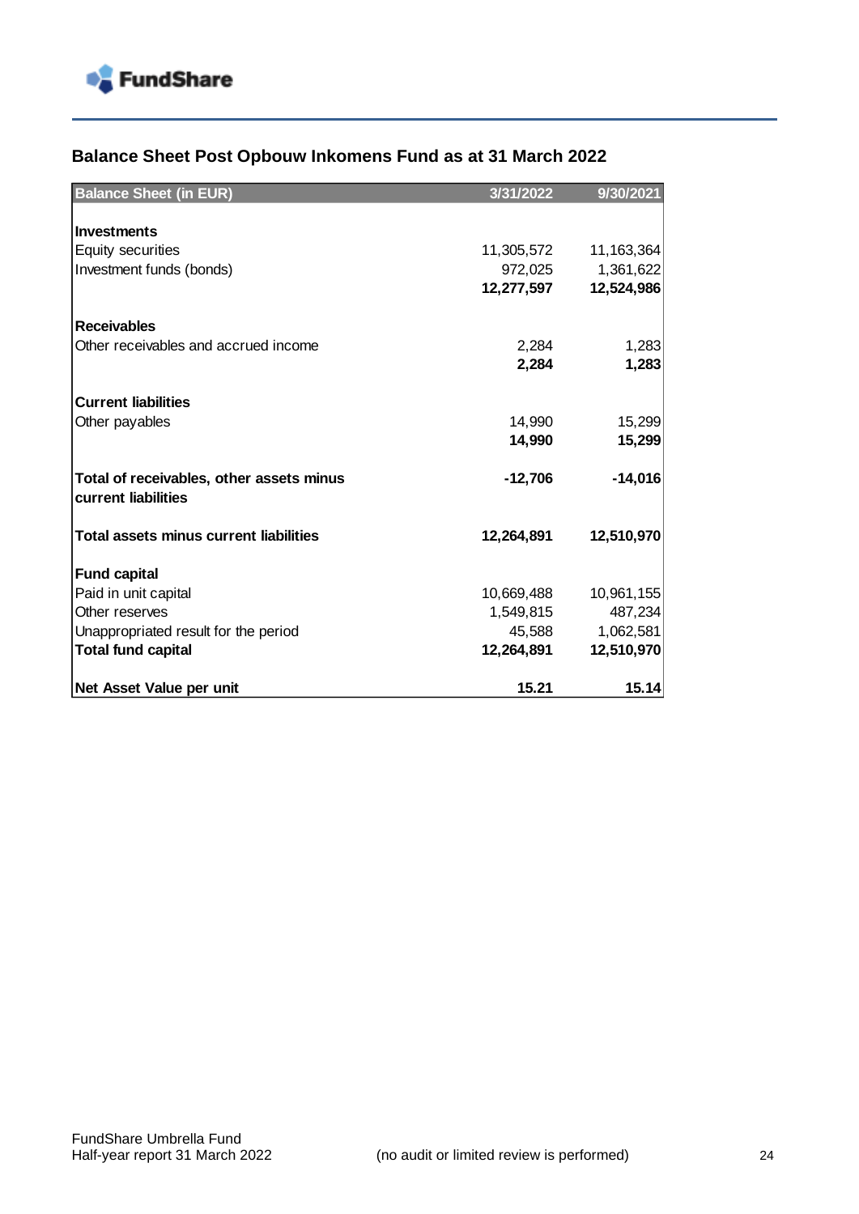## Balance Sheet Post Opbouw Inkomens Fund as at 31 March 2022

| Balance Sheet (in EUR) | 3/31/2022 | 9/30/2021 |
|---|---|---|
| **Investments** | | |
| Equity securities | 11,305,572 | 11,163,364 |
| Investment funds (bonds) | 972,025 | 1,361,622 |
| | **12,277,597** | **12,524,986** |
| **Receivables** | | |
| Other receivables and accrued income | 2,284 | 1,283 |
| | **2,284** | **1,283** |
| **Current liabilities** | | |
| Other payables | 14,990 | 15,299 |
| | **14,990** | **15,299** |
| **Total of receivables, other assets minus current liabilities** | **-12,706** | **-14,016** |
| **Total assets minus current liabilities** | **12,264,891** | **12,510,970** |
| **Fund capital** | | |
| Paid in unit capital | 10,669,488 | 10,961,155 |
| Other reserves | 1,549,815 | 487,234 |
| Unappropriated result for the period | 45,588 | 1,062,581 |
| **Total fund capital** | **12,264,891** | **12,510,970** |
| **Net Asset Value per unit** | **15.21** | **15.14** |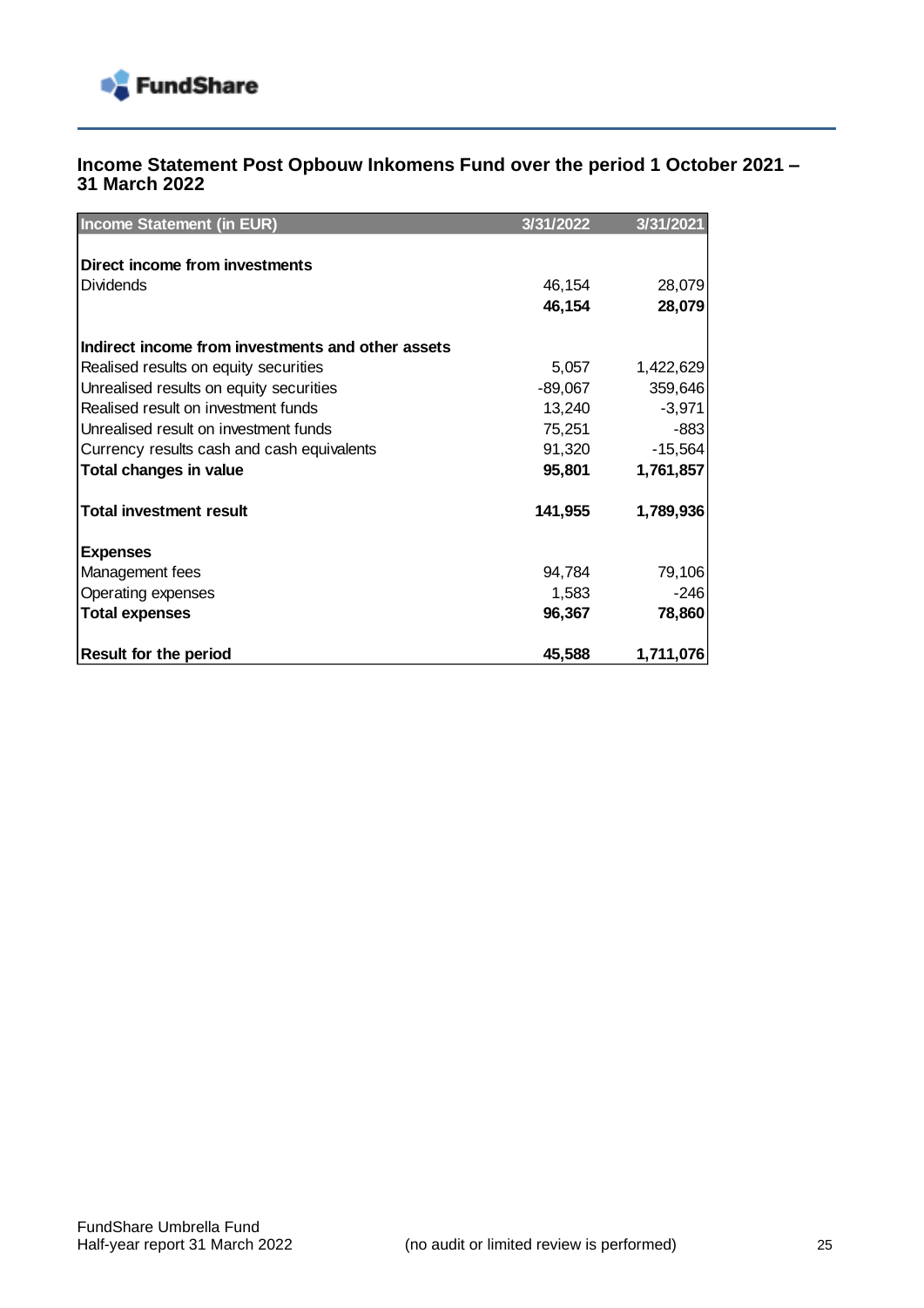## Income Statement Post Opbouw Inkomens Fund over the period 1 October 2021 – 31 March 2022

| Income Statement (in EUR) | 3/31/2022 | 3/31/2021 |
|---|---|---|
| **Direct income from investments** | | |
| Dividends | 46,154 | 28,079 |
| | **46,154** | **28,079** |
| **Indirect income from investments and other assets** | | |
| Realised results on equity securities | 5,057 | 1,422,629 |
| Unrealised results on equity securities | -89,067 | 359,646 |
| Realised result on investment funds | 13,240 | -3,971 |
| Unrealised result on investment funds | 75,251 | -883 |
| Currency results cash and cash equivalents | 91,320 | -15,564 |
| **Total changes in value** | **95,801** | **1,761,857** |
| **Total investment result** | **141,955** | **1,789,936** |
| **Expenses** | | |
| Management fees | 94,784 | 79,106 |
| Operating expenses | 1,583 | -246 |
| **Total expenses** | **96,367** | **78,860** |
| **Result for the period** | **45,588** | **1,711,076** |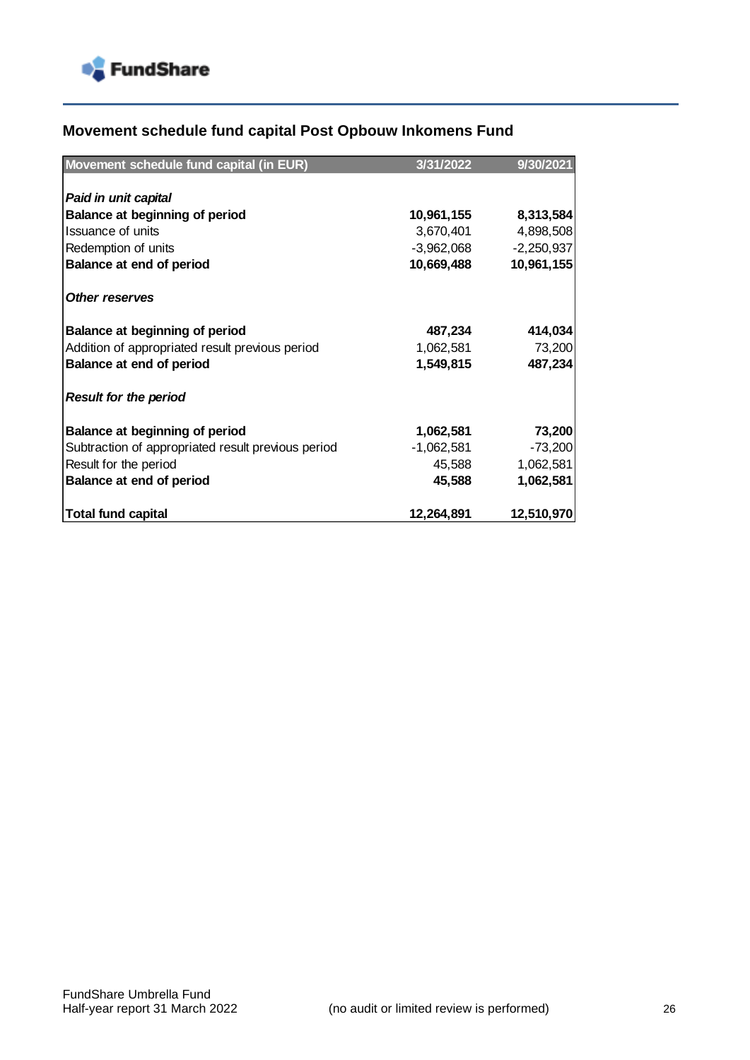## Movement schedule fund capital Post Opbouw Inkomens Fund

| Movement schedule fund capital (in EUR) | 3/31/2022 | 9/30/2021 |
|---|---|---|
| ***Paid in unit capital*** | | |
| **Balance at beginning of period** | **10,961,155** | **8,313,584** |
| Issuance of units | 3,670,401 | 4,898,508 |
| Redemption of units | -3,962,068 | -2,250,937 |
| **Balance at end of period** | **10,669,488** | **10,961,155** |
| ***Other reserves*** | | |
| **Balance at beginning of period** | **487,234** | **414,034** |
| Addition of appropriated result previous period | 1,062,581 | 73,200 |
| **Balance at end of period** | **1,549,815** | **487,234** |
| ***Result for the period*** | | |
| **Balance at beginning of period** | **1,062,581** | **73,200** |
| Subtraction of appropriated result previous period | -1,062,581 | -73,200 |
| Result for the period | 45,588 | 1,062,581 |
| **Balance at end of period** | **45,588** | **1,062,581** |
| **Total fund capital** | **12,264,891** | **12,510,970** |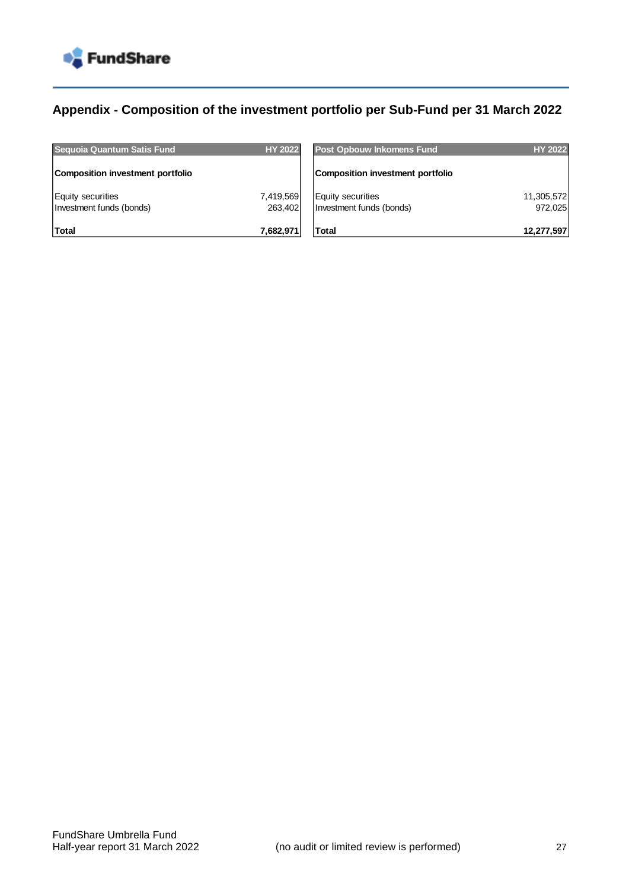## Appendix - Composition of the investment portfolio per Sub-Fund per 31 March 2022

| Sequoia Quantum Satis Fund | HY 2022 |
|---|---|
| **Composition investment portfolio** | |
| Equity securities | 7,419,569 |
| Investment funds (bonds) | 263,402 |
| **Total** | **7,682,971** |

| Post Opbouw Inkomens Fund | HY 2022 |
|---|---|
| **Composition investment portfolio** | |
| Equity securities | 11,305,572 |
| Investment funds (bonds) | 972,025 |
| **Total** | **12,277,597** |

FundShare Umbrella Fund
Half-year report 31 March 2022

(no audit or limited review is performed)